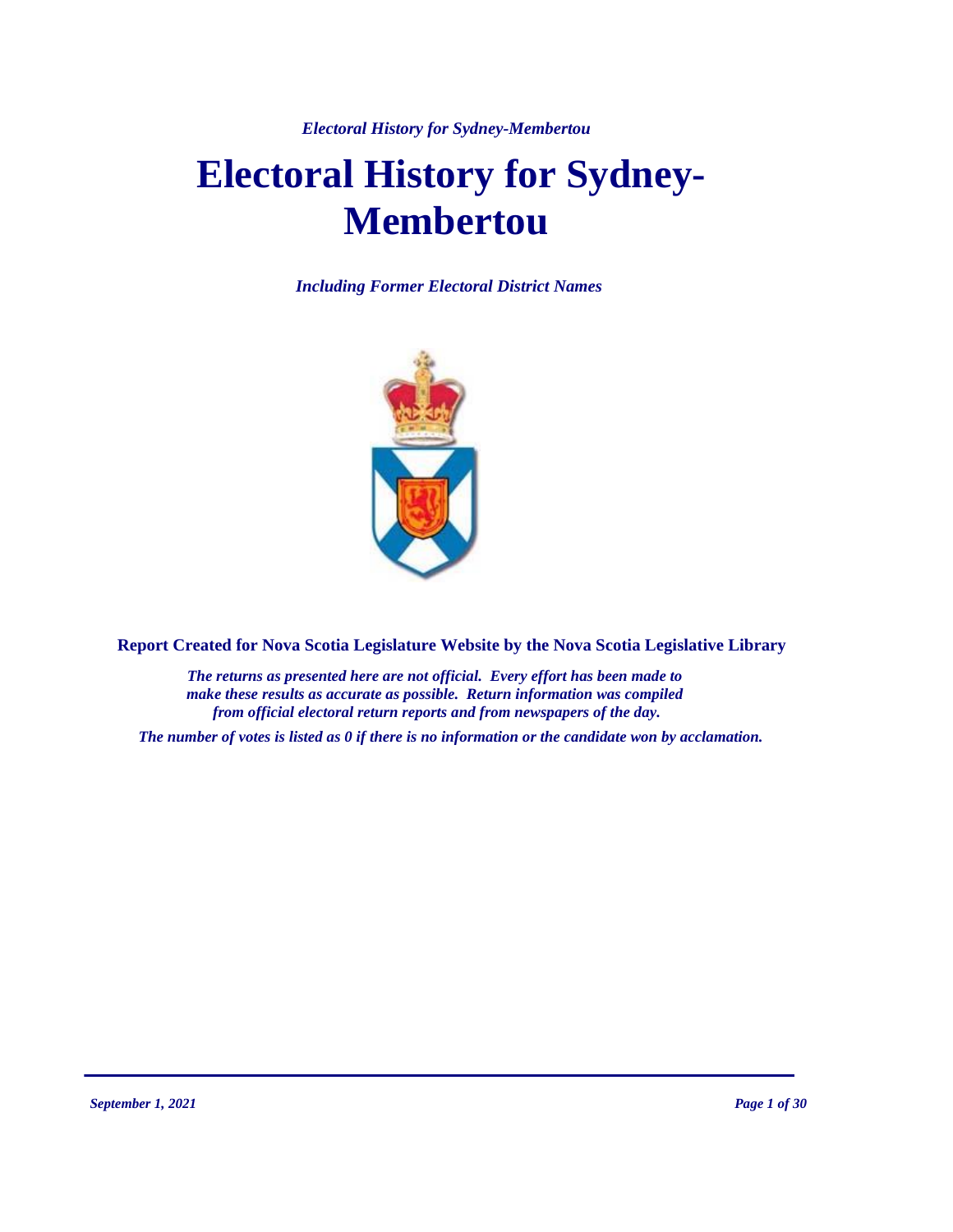# Electoral History for Sydney-Membertou

*Including Former Electoral District Names*

**Report Created for Nova Scotia Legislature Website by the Nova Scotia Legislative Library**

***The returns as presented here are not official. Every effort has been made to make these results as accurate as possible. Return information was compiled from official electoral return reports and from newspapers of the day.***

***The number of votes is listed as 0 if there is no information or the candidate won by acclamation.***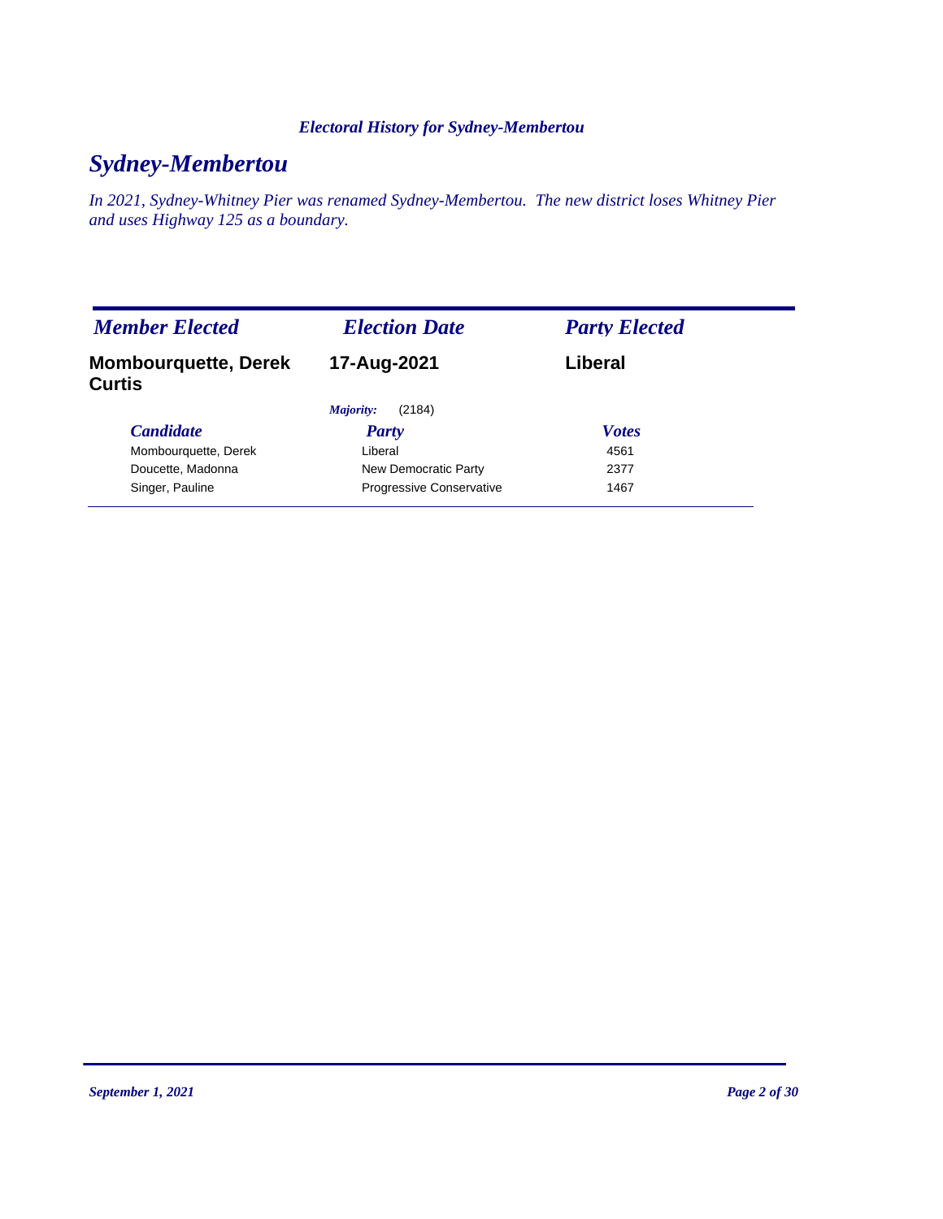*Electoral History for Sydney-Membertou*

# *Sydney-Membertou*

*In 2021, Sydney-Whitney Pier was renamed Sydney-Membertou. The new district loses Whitney Pier and uses Highway 125 as a boundary.*

| *Member Elected* | *Election Date* | *Party Elected* |
|---|---|---|
| **Mombourquette, Derek Curtis** | **17-Aug-2021** | **Liberal** |

*Majority:* (2184)

| *Candidate* | *Party* | *Votes* |
|---|---|---|
| Mombourquette, Derek | Liberal | 4561 |
| Doucette, Madonna | New Democratic Party | 2377 |
| Singer, Pauline | Progressive Conservative | 1467 |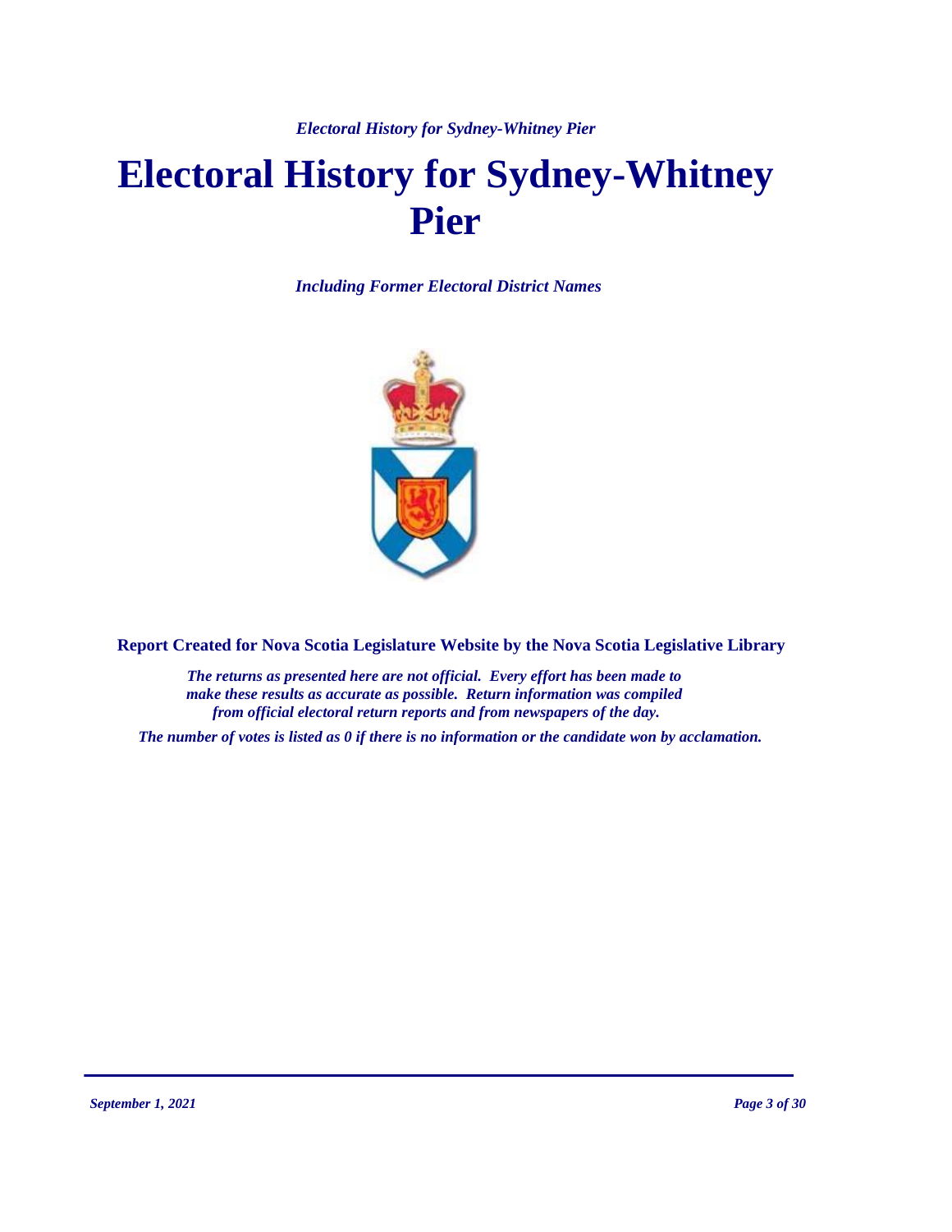# Electoral History for Sydney-Whitney Pier

*Including Former Electoral District Names*

**Report Created for Nova Scotia Legislature Website by the Nova Scotia Legislative Library**

*The returns as presented here are not official. Every effort has been made to make these results as accurate as possible. Return information was compiled from official electoral return reports and from newspapers of the day.*

*The number of votes is listed as 0 if there is no information or the candidate won by acclamation.*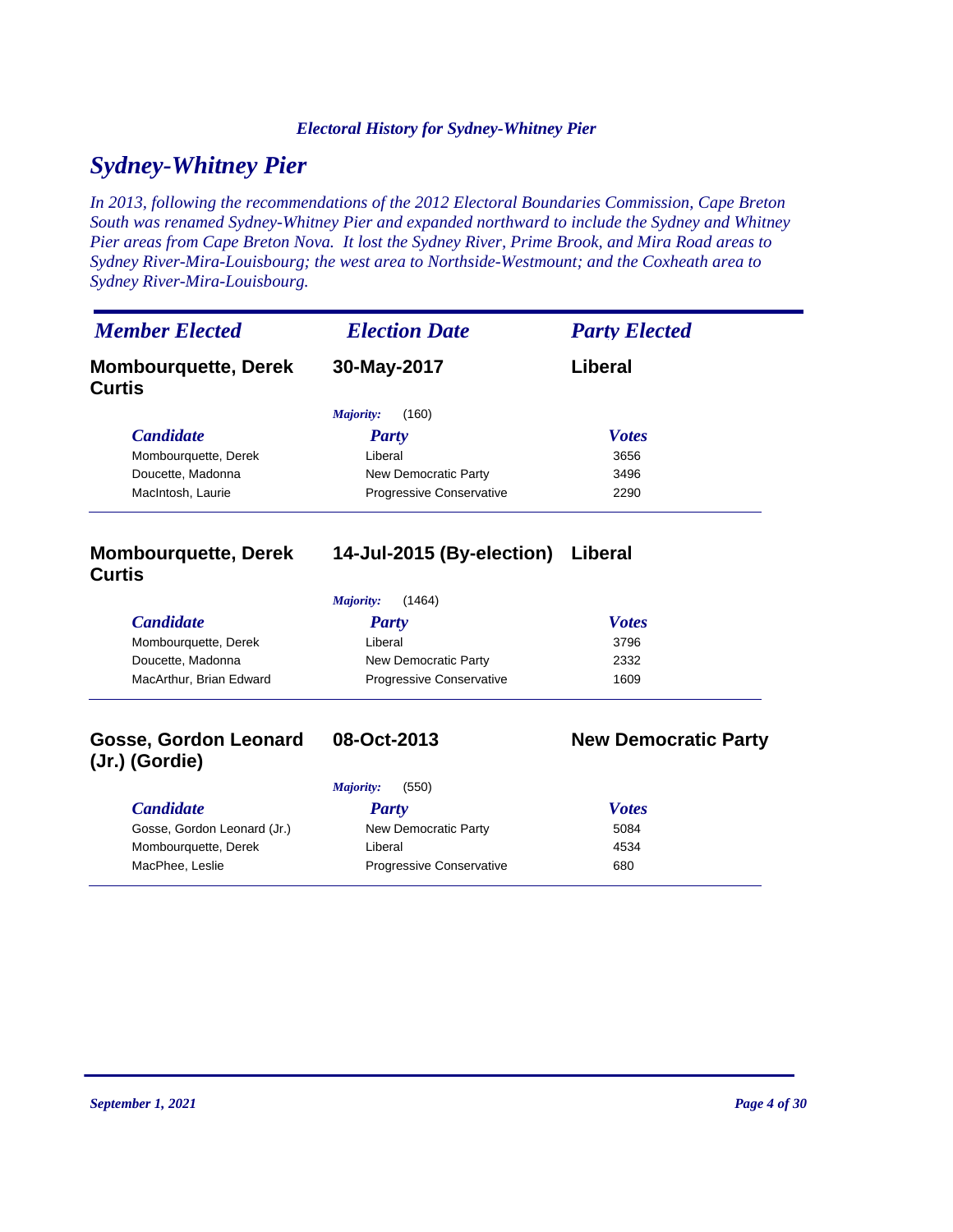# Sydney-Whitney Pier

*In 2013, following the recommendations of the 2012 Electoral Boundaries Commission, Cape Breton South was renamed Sydney-Whitney Pier and expanded northward to include the Sydney and Whitney Pier areas from Cape Breton Nova. It lost the Sydney River, Prime Brook, and Mira Road areas to Sydney River-Mira-Louisbourg; the west area to Northside-Westmount; and the Coxheath area to Sydney River-Mira-Louisbourg.*

| *Member Elected* | *Election Date* | *Party Elected* |
|---|---|---|
| **Mombourquette, Derek Curtis** | **30-May-2017** | **Liberal** |

*Majority:* (160)

| *Candidate* | *Party* | *Votes* |
|---|---|---|
| Mombourquette, Derek | Liberal | 3656 |
| Doucette, Madonna | New Democratic Party | 3496 |
| MacIntosh, Laurie | Progressive Conservative | 2290 |

| *Member Elected* | *Election Date* | *Party Elected* |
|---|---|---|
| **Mombourquette, Derek Curtis** | **14-Jul-2015 (By-election)** | **Liberal** |

*Majority:* (1464)

| *Candidate* | *Party* | *Votes* |
|---|---|---|
| Mombourquette, Derek | Liberal | 3796 |
| Doucette, Madonna | New Democratic Party | 2332 |
| MacArthur, Brian Edward | Progressive Conservative | 1609 |

| *Member Elected* | *Election Date* | *Party Elected* |
|---|---|---|
| **Gosse, Gordon Leonard (Jr.) (Gordie)** | **08-Oct-2013** | **New Democratic Party** |

*Majority:* (550)

| *Candidate* | *Party* | *Votes* |
|---|---|---|
| Gosse, Gordon Leonard (Jr.) | New Democratic Party | 5084 |
| Mombourquette, Derek | Liberal | 4534 |
| MacPhee, Leslie | Progressive Conservative | 680 |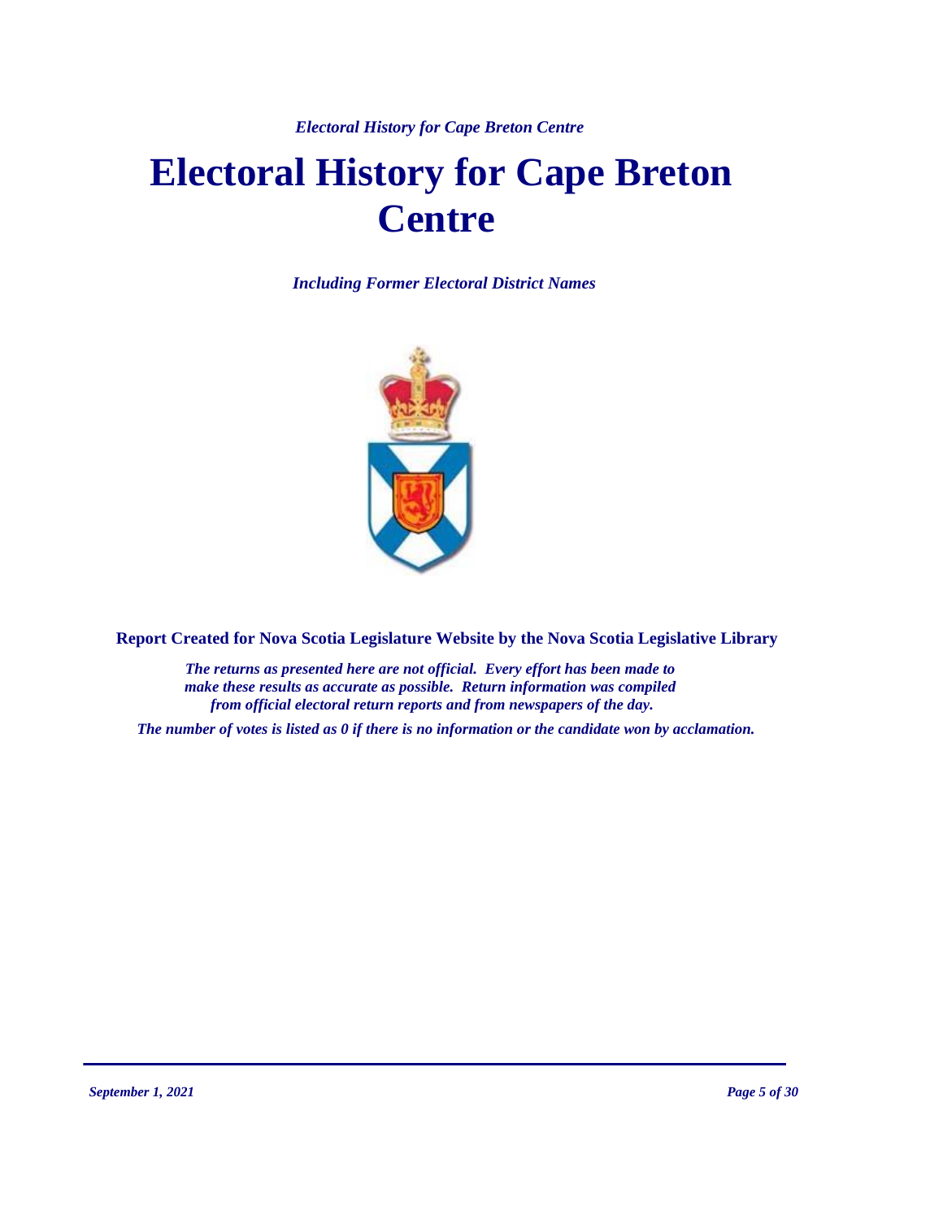# Electoral History for Cape Breton Centre

***Including Former Electoral District Names***

**Report Created for Nova Scotia Legislature Website by the Nova Scotia Legislative Library**

***The returns as presented here are not official. Every effort has been made to make these results as accurate as possible. Return information was compiled from official electoral return reports and from newspapers of the day.***

***The number of votes is listed as 0 if there is no information or the candidate won by acclamation.***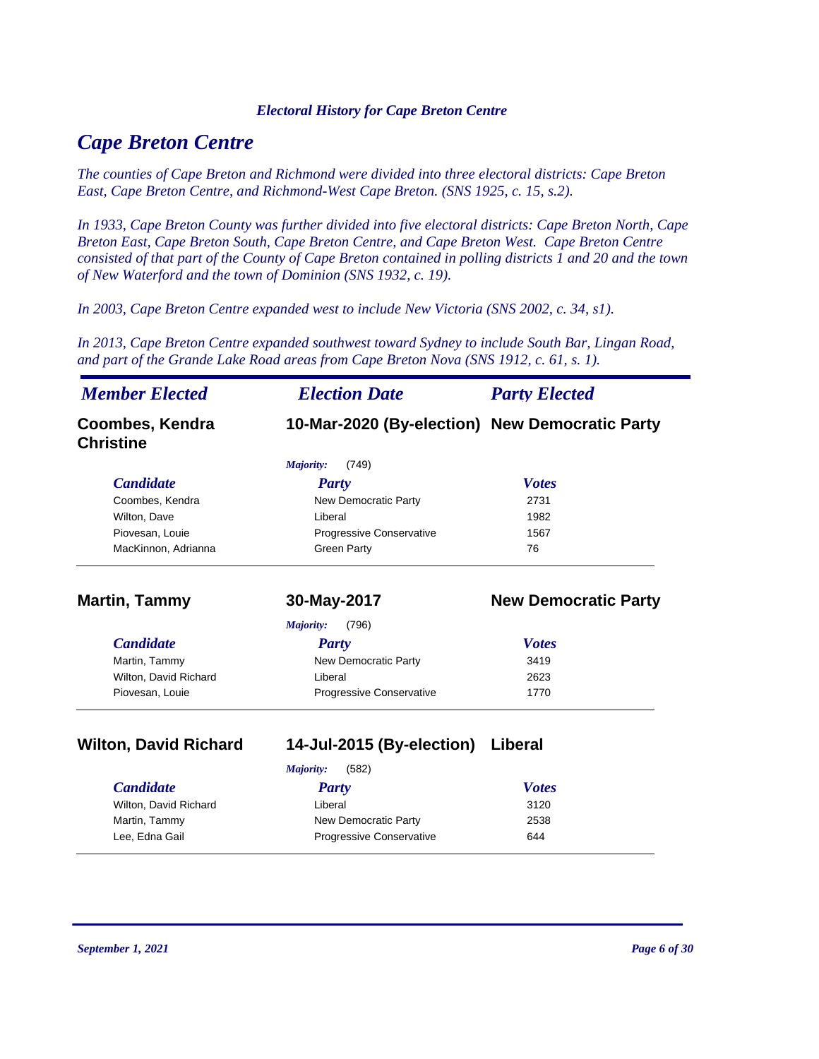# Cape Breton Centre

*The counties of Cape Breton and Richmond were divided into three electoral districts: Cape Breton East, Cape Breton Centre, and Richmond-West Cape Breton. (SNS 1925, c. 15, s.2).*

*In 1933, Cape Breton County was further divided into five electoral districts: Cape Breton North, Cape Breton East, Cape Breton South, Cape Breton Centre, and Cape Breton West. Cape Breton Centre consisted of that part of the County of Cape Breton contained in polling districts 1 and 20 and the town of New Waterford and the town of Dominion (SNS 1932, c. 19).*

*In 2003, Cape Breton Centre expanded west to include New Victoria (SNS 2002, c. 34, s1).*

*In 2013, Cape Breton Centre expanded southwest toward Sydney to include South Bar, Lingan Road, and part of the Grande Lake Road areas from Cape Breton Nova (SNS 1912, c. 61, s. 1).*

| *Member Elected* | *Election Date* | *Party Elected* |
|---|---|---|
| **Coombes, Kendra Christine** | **10-Mar-2020 (By-election)** | **New Democratic Party** |

*Majority:* (749)

| *Candidate* | *Party* | *Votes* |
|---|---|---|
| Coombes, Kendra | New Democratic Party | 2731 |
| Wilton, Dave | Liberal | 1982 |
| Piovesan, Louie | Progressive Conservative | 1567 |
| MacKinnon, Adrianna | Green Party | 76 |

| *Member Elected* | *Election Date* | *Party Elected* |
|---|---|---|
| **Martin, Tammy** | **30-May-2017** | **New Democratic Party** |

*Majority:* (796)

| *Candidate* | *Party* | *Votes* |
|---|---|---|
| Martin, Tammy | New Democratic Party | 3419 |
| Wilton, David Richard | Liberal | 2623 |
| Piovesan, Louie | Progressive Conservative | 1770 |

| *Member Elected* | *Election Date* | *Party Elected* |
|---|---|---|
| **Wilton, David Richard** | **14-Jul-2015 (By-election)** | **Liberal** |

*Majority:* (582)

| *Candidate* | *Party* | *Votes* |
|---|---|---|
| Wilton, David Richard | Liberal | 3120 |
| Martin, Tammy | New Democratic Party | 2538 |
| Lee, Edna Gail | Progressive Conservative | 644 |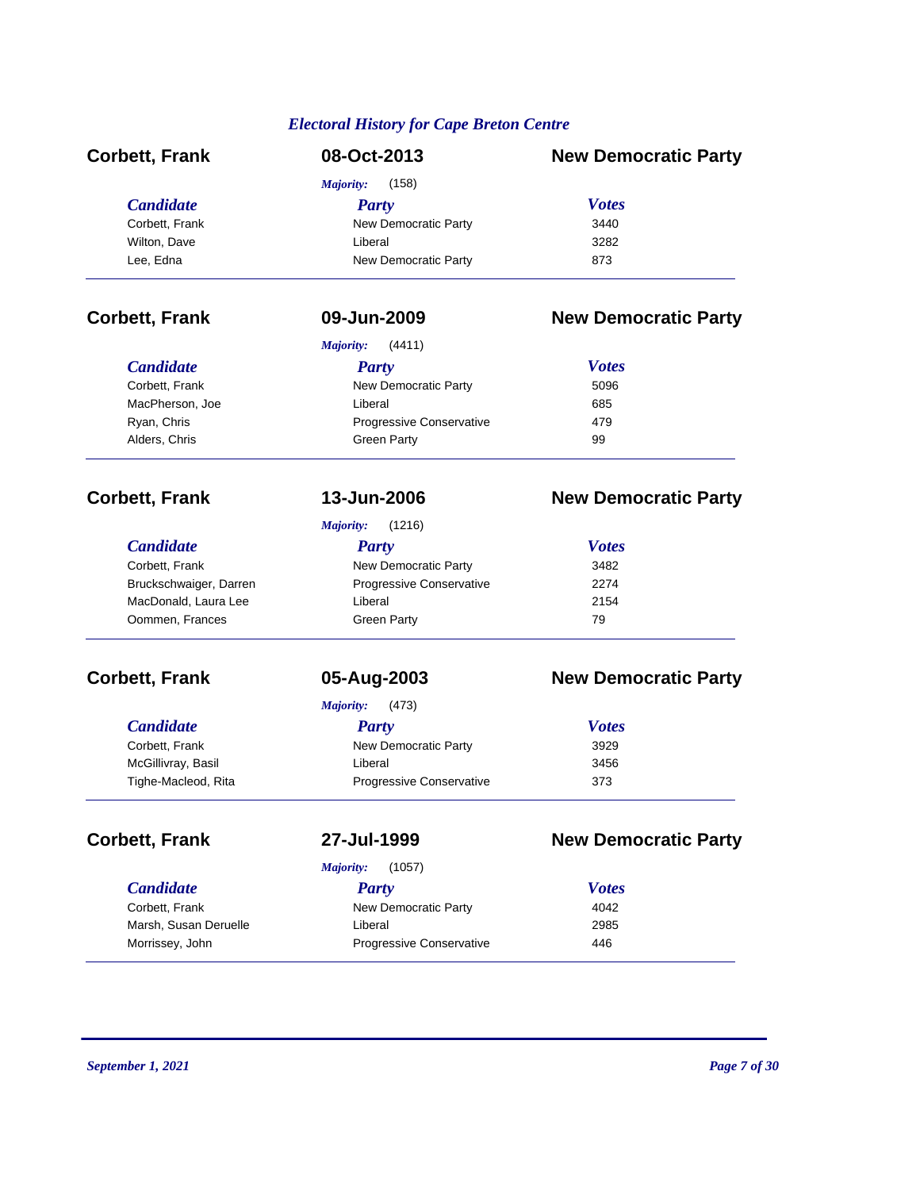*Electoral History for Cape Breton Centre*

## Corbett, Frank — 08-Oct-2013 — New Democratic Party

*Majority:* (158)

| Candidate | Party | Votes |
|---|---|---|
| Corbett, Frank | New Democratic Party | 3440 |
| Wilton, Dave | Liberal | 3282 |
| Lee, Edna | New Democratic Party | 873 |

## Corbett, Frank — 09-Jun-2009 — New Democratic Party

*Majority:* (4411)

| Candidate | Party | Votes |
|---|---|---|
| Corbett, Frank | New Democratic Party | 5096 |
| MacPherson, Joe | Liberal | 685 |
| Ryan, Chris | Progressive Conservative | 479 |
| Alders, Chris | Green Party | 99 |

## Corbett, Frank — 13-Jun-2006 — New Democratic Party

*Majority:* (1216)

| Candidate | Party | Votes |
|---|---|---|
| Corbett, Frank | New Democratic Party | 3482 |
| Bruckschwaiger, Darren | Progressive Conservative | 2274 |
| MacDonald, Laura Lee | Liberal | 2154 |
| Oommen, Frances | Green Party | 79 |

## Corbett, Frank — 05-Aug-2003 — New Democratic Party

*Majority:* (473)

| Candidate | Party | Votes |
|---|---|---|
| Corbett, Frank | New Democratic Party | 3929 |
| McGillivray, Basil | Liberal | 3456 |
| Tighe-Macleod, Rita | Progressive Conservative | 373 |

## Corbett, Frank — 27-Jul-1999 — New Democratic Party

*Majority:* (1057)

| Candidate | Party | Votes |
|---|---|---|
| Corbett, Frank | New Democratic Party | 4042 |
| Marsh, Susan Deruelle | Liberal | 2985 |
| Morrissey, John | Progressive Conservative | 446 |

*September 1, 2021*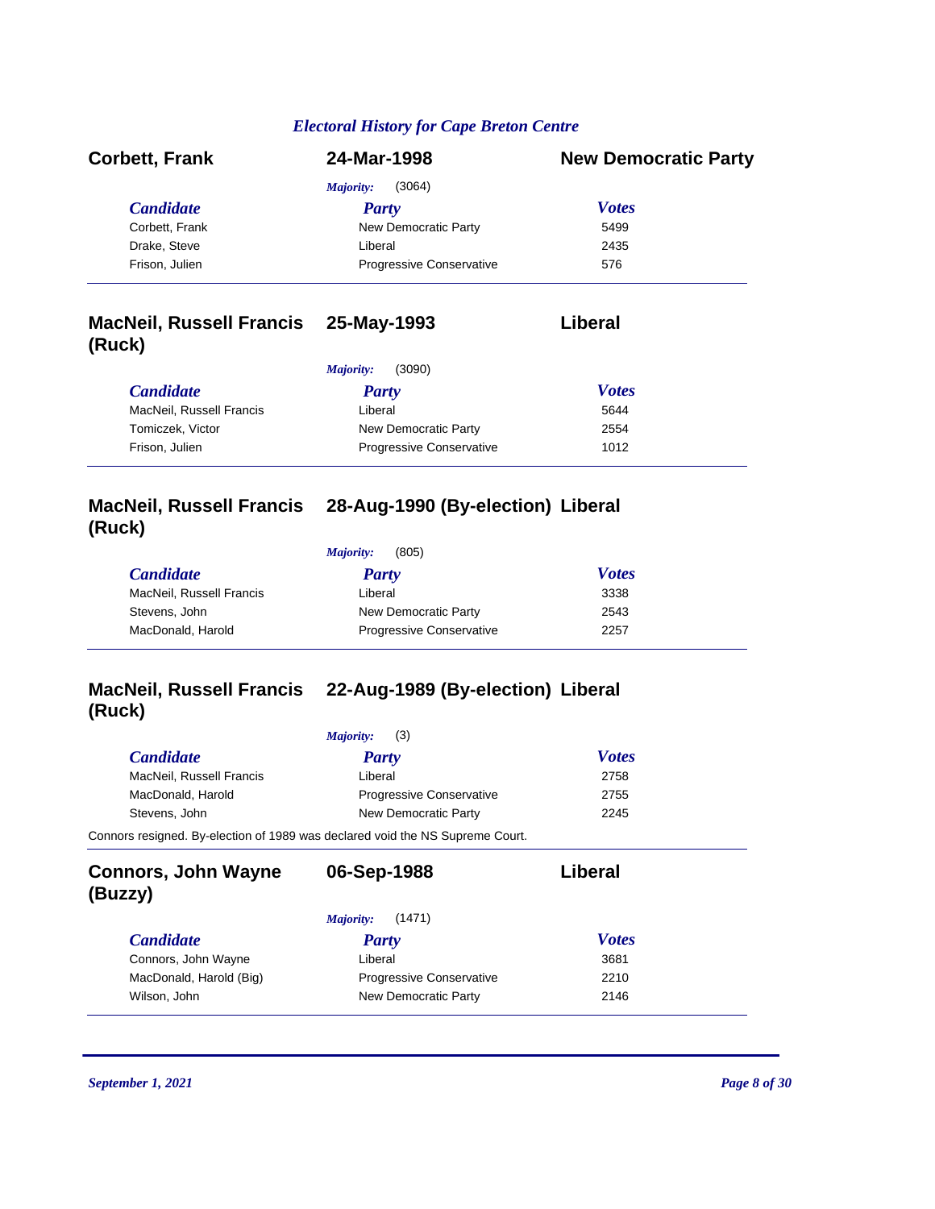## Corbett, Frank — 24-Mar-1998 — New Democratic Party

*Majority:* (3064)

| Candidate | Party | Votes |
| --- | --- | --- |
| Corbett, Frank | New Democratic Party | 5499 |
| Drake, Steve | Liberal | 2435 |
| Frison, Julien | Progressive Conservative | 576 |

## MacNeil, Russell Francis (Ruck) — 25-May-1993 — Liberal

*Majority:* (3090)

| Candidate | Party | Votes |
| --- | --- | --- |
| MacNeil, Russell Francis | Liberal | 5644 |
| Tomiczek, Victor | New Democratic Party | 2554 |
| Frison, Julien | Progressive Conservative | 1012 |

## MacNeil, Russell Francis (Ruck) — 28-Aug-1990 (By-election) — Liberal

*Majority:* (805)

| Candidate | Party | Votes |
| --- | --- | --- |
| MacNeil, Russell Francis | Liberal | 3338 |
| Stevens, John | New Democratic Party | 2543 |
| MacDonald, Harold | Progressive Conservative | 2257 |

## MacNeil, Russell Francis (Ruck) — 22-Aug-1989 (By-election) — Liberal

*Majority:* (3)

| Candidate | Party | Votes |
| --- | --- | --- |
| MacNeil, Russell Francis | Liberal | 2758 |
| MacDonald, Harold | Progressive Conservative | 2755 |
| Stevens, John | New Democratic Party | 2245 |

Connors resigned. By-election of 1989 was declared void the NS Supreme Court.

## Connors, John Wayne (Buzzy) — 06-Sep-1988 — Liberal

*Majority:* (1471)

| Candidate | Party | Votes |
| --- | --- | --- |
| Connors, John Wayne | Liberal | 3681 |
| MacDonald, Harold (Big) | Progressive Conservative | 2210 |
| Wilson, John | New Democratic Party | 2146 |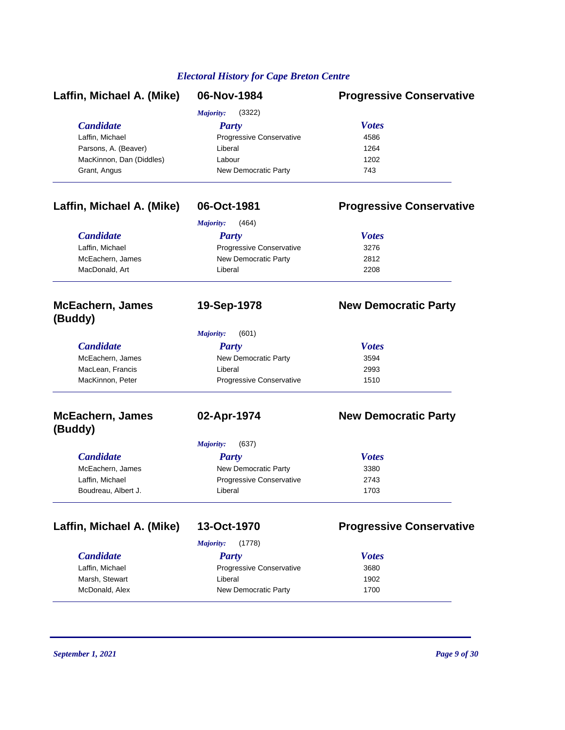## Laffin, Michael A. (Mike) — 06-Nov-1984 — Progressive Conservative

*Majority:* (3322)

| Candidate | Party | Votes |
|---|---|---|
| Laffin, Michael | Progressive Conservative | 4586 |
| Parsons, A. (Beaver) | Liberal | 1264 |
| MacKinnon, Dan (Diddles) | Labour | 1202 |
| Grant, Angus | New Democratic Party | 743 |

## Laffin, Michael A. (Mike) — 06-Oct-1981 — Progressive Conservative

*Majority:* (464)

| Candidate | Party | Votes |
|---|---|---|
| Laffin, Michael | Progressive Conservative | 3276 |
| McEachern, James | New Democratic Party | 2812 |
| MacDonald, Art | Liberal | 2208 |

## McEachern, James (Buddy) — 19-Sep-1978 — New Democratic Party

*Majority:* (601)

| Candidate | Party | Votes |
|---|---|---|
| McEachern, James | New Democratic Party | 3594 |
| MacLean, Francis | Liberal | 2993 |
| MacKinnon, Peter | Progressive Conservative | 1510 |

## McEachern, James (Buddy) — 02-Apr-1974 — New Democratic Party

*Majority:* (637)

| Candidate | Party | Votes |
|---|---|---|
| McEachern, James | New Democratic Party | 3380 |
| Laffin, Michael | Progressive Conservative | 2743 |
| Boudreau, Albert J. | Liberal | 1703 |

## Laffin, Michael A. (Mike) — 13-Oct-1970 — Progressive Conservative

*Majority:* (1778)

| Candidate | Party | Votes |
|---|---|---|
| Laffin, Michael | Progressive Conservative | 3680 |
| Marsh, Stewart | Liberal | 1902 |
| McDonald, Alex | New Democratic Party | 1700 |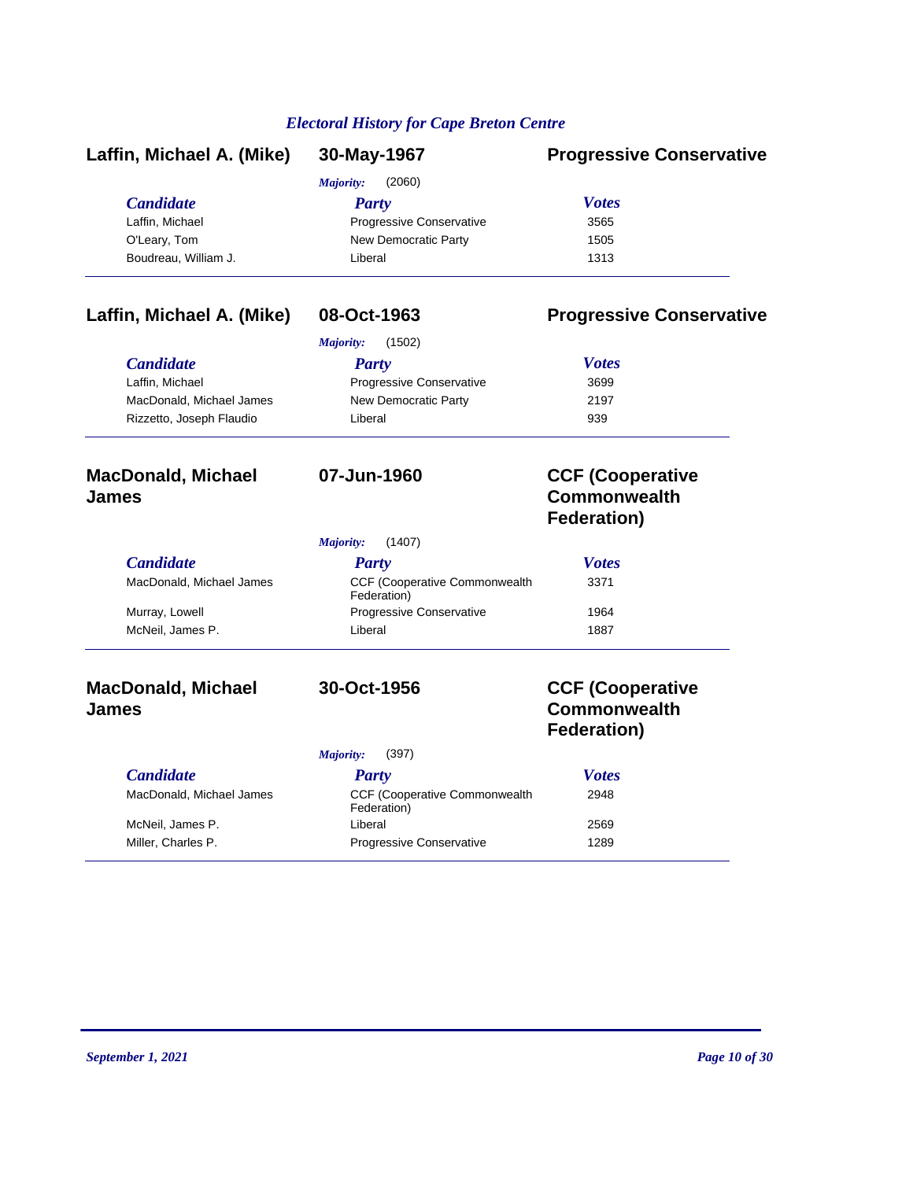## Electoral History for Cape Breton Centre

### Laffin, Michael A. (Mike) — 30-May-1967 — Progressive Conservative

*Majority:* (2060)

| Candidate | Party | Votes |
| --- | --- | --- |
| Laffin, Michael | Progressive Conservative | 3565 |
| O'Leary, Tom | New Democratic Party | 1505 |
| Boudreau, William J. | Liberal | 1313 |

### Laffin, Michael A. (Mike) — 08-Oct-1963 — Progressive Conservative

*Majority:* (1502)

| Candidate | Party | Votes |
| --- | --- | --- |
| Laffin, Michael | Progressive Conservative | 3699 |
| MacDonald, Michael James | New Democratic Party | 2197 |
| Rizzetto, Joseph Flaudio | Liberal | 939 |

### MacDonald, Michael James — 07-Jun-1960 — CCF (Cooperative Commonwealth Federation)

*Majority:* (1407)

| Candidate | Party | Votes |
| --- | --- | --- |
| MacDonald, Michael James | CCF (Cooperative Commonwealth Federation) | 3371 |
| Murray, Lowell | Progressive Conservative | 1964 |
| McNeil, James P. | Liberal | 1887 |

### MacDonald, Michael James — 30-Oct-1956 — CCF (Cooperative Commonwealth Federation)

*Majority:* (397)

| Candidate | Party | Votes |
| --- | --- | --- |
| MacDonald, Michael James | CCF (Cooperative Commonwealth Federation) | 2948 |
| McNeil, James P. | Liberal | 2569 |
| Miller, Charles P. | Progressive Conservative | 1289 |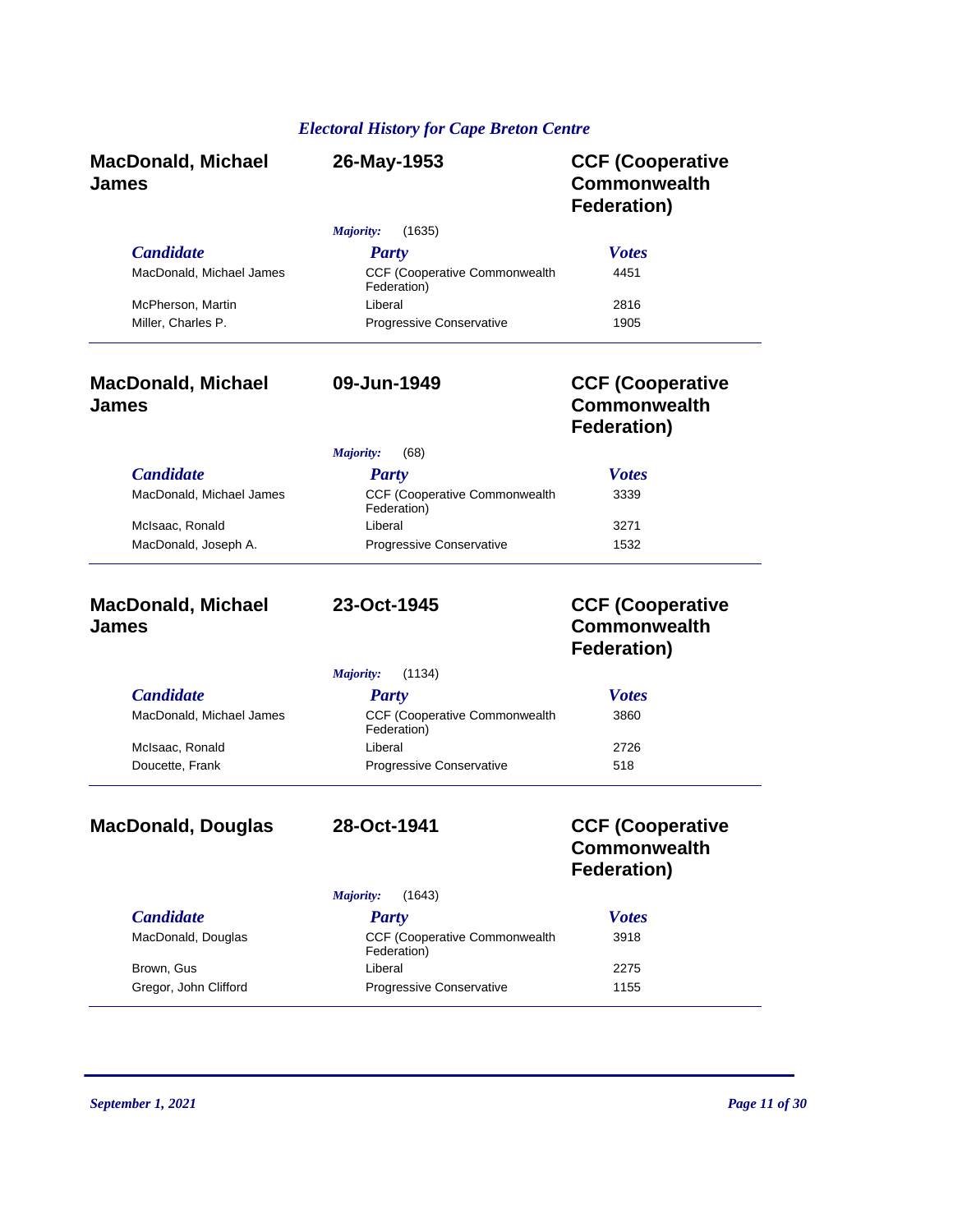## MacDonald, Michael James — 26-May-1953 — CCF (Cooperative Commonwealth Federation)

*Majority:* (1635)

| Candidate | Party | Votes |
|---|---|---|
| MacDonald, Michael James | CCF (Cooperative Commonwealth Federation) | 4451 |
| McPherson, Martin | Liberal | 2816 |
| Miller, Charles P. | Progressive Conservative | 1905 |

## MacDonald, Michael James — 09-Jun-1949 — CCF (Cooperative Commonwealth Federation)

*Majority:* (68)

| Candidate | Party | Votes |
|---|---|---|
| MacDonald, Michael James | CCF (Cooperative Commonwealth Federation) | 3339 |
| McIsaac, Ronald | Liberal | 3271 |
| MacDonald, Joseph A. | Progressive Conservative | 1532 |

## MacDonald, Michael James — 23-Oct-1945 — CCF (Cooperative Commonwealth Federation)

*Majority:* (1134)

| Candidate | Party | Votes |
|---|---|---|
| MacDonald, Michael James | CCF (Cooperative Commonwealth Federation) | 3860 |
| McIsaac, Ronald | Liberal | 2726 |
| Doucette, Frank | Progressive Conservative | 518 |

## MacDonald, Douglas — 28-Oct-1941 — CCF (Cooperative Commonwealth Federation)

*Majority:* (1643)

| Candidate | Party | Votes |
|---|---|---|
| MacDonald, Douglas | CCF (Cooperative Commonwealth Federation) | 3918 |
| Brown, Gus | Liberal | 2275 |
| Gregor, John Clifford | Progressive Conservative | 1155 |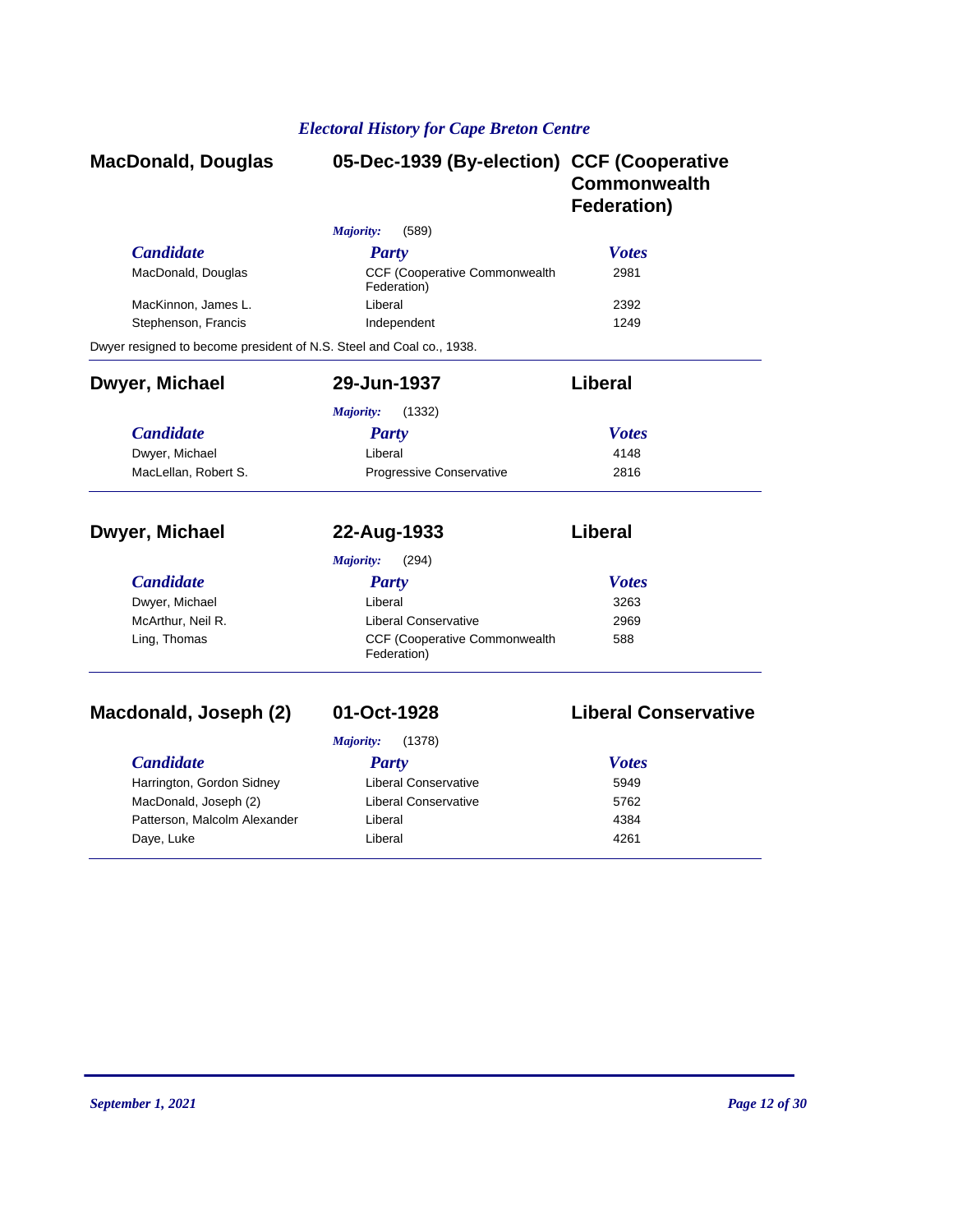## MacDonald, Douglas — 05-Dec-1939 (By-election) — CCF (Cooperative Commonwealth Federation)

*Majority:* (589)

| *Candidate* | *Party* | *Votes* |
|---|---|---|
| MacDonald, Douglas | CCF (Cooperative Commonwealth Federation) | 2981 |
| MacKinnon, James L. | Liberal | 2392 |
| Stephenson, Francis | Independent | 1249 |

Dwyer resigned to become president of N.S. Steel and Coal co., 1938.

---

## Dwyer, Michael — 29-Jun-1937 — Liberal

*Majority:* (1332)

| *Candidate* | *Party* | *Votes* |
|---|---|---|
| Dwyer, Michael | Liberal | 4148 |
| MacLellan, Robert S. | Progressive Conservative | 2816 |

---

## Dwyer, Michael — 22-Aug-1933 — Liberal

*Majority:* (294)

| *Candidate* | *Party* | *Votes* |
|---|---|---|
| Dwyer, Michael | Liberal | 3263 |
| McArthur, Neil R. | Liberal Conservative | 2969 |
| Ling, Thomas | CCF (Cooperative Commonwealth Federation) | 588 |

---

## Macdonald, Joseph (2) — 01-Oct-1928 — Liberal Conservative

*Majority:* (1378)

| *Candidate* | *Party* | *Votes* |
|---|---|---|
| Harrington, Gordon Sidney | Liberal Conservative | 5949 |
| MacDonald, Joseph (2) | Liberal Conservative | 5762 |
| Patterson, Malcolm Alexander | Liberal | 4384 |
| Daye, Luke | Liberal | 4261 |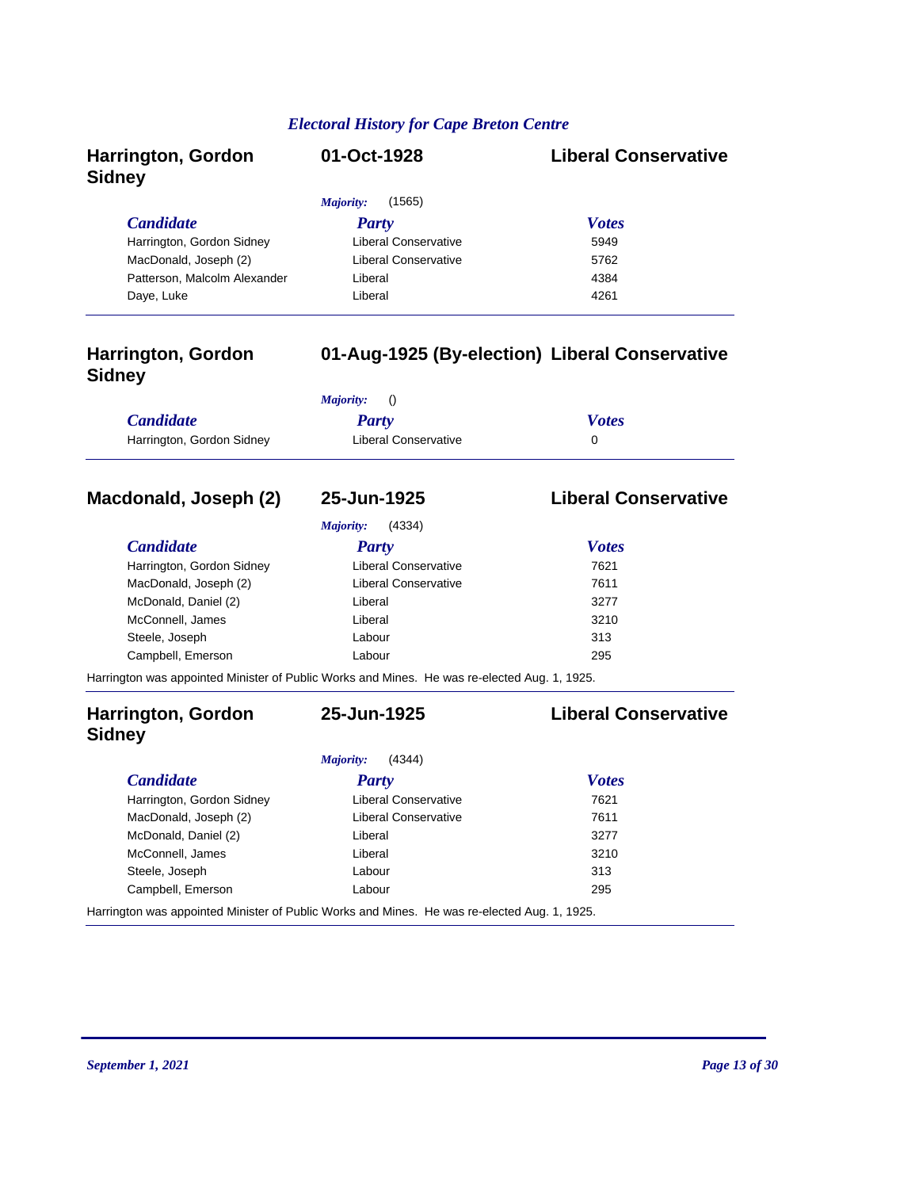## Harrington, Gordon Sidney — 01-Oct-1928 — Liberal Conservative

*Majority:* (1565)

| Candidate | Party | Votes |
|---|---|---|
| Harrington, Gordon Sidney | Liberal Conservative | 5949 |
| MacDonald, Joseph (2) | Liberal Conservative | 5762 |
| Patterson, Malcolm Alexander | Liberal | 4384 |
| Daye, Luke | Liberal | 4261 |

---

## Harrington, Gordon Sidney — 01-Aug-1925 (By-election) — Liberal Conservative

*Majority:* ()

| Candidate | Party | Votes |
|---|---|---|
| Harrington, Gordon Sidney | Liberal Conservative | 0 |

---

## Macdonald, Joseph (2) — 25-Jun-1925 — Liberal Conservative

*Majority:* (4334)

| Candidate | Party | Votes |
|---|---|---|
| Harrington, Gordon Sidney | Liberal Conservative | 7621 |
| MacDonald, Joseph (2) | Liberal Conservative | 7611 |
| McDonald, Daniel (2) | Liberal | 3277 |
| McConnell, James | Liberal | 3210 |
| Steele, Joseph | Labour | 313 |
| Campbell, Emerson | Labour | 295 |

Harrington was appointed Minister of Public Works and Mines. He was re-elected Aug. 1, 1925.

---

## Harrington, Gordon Sidney — 25-Jun-1925 — Liberal Conservative

*Majority:* (4344)

| Candidate | Party | Votes |
|---|---|---|
| Harrington, Gordon Sidney | Liberal Conservative | 7621 |
| MacDonald, Joseph (2) | Liberal Conservative | 7611 |
| McDonald, Daniel (2) | Liberal | 3277 |
| McConnell, James | Liberal | 3210 |
| Steele, Joseph | Labour | 313 |
| Campbell, Emerson | Labour | 295 |

Harrington was appointed Minister of Public Works and Mines. He was re-elected Aug. 1, 1925.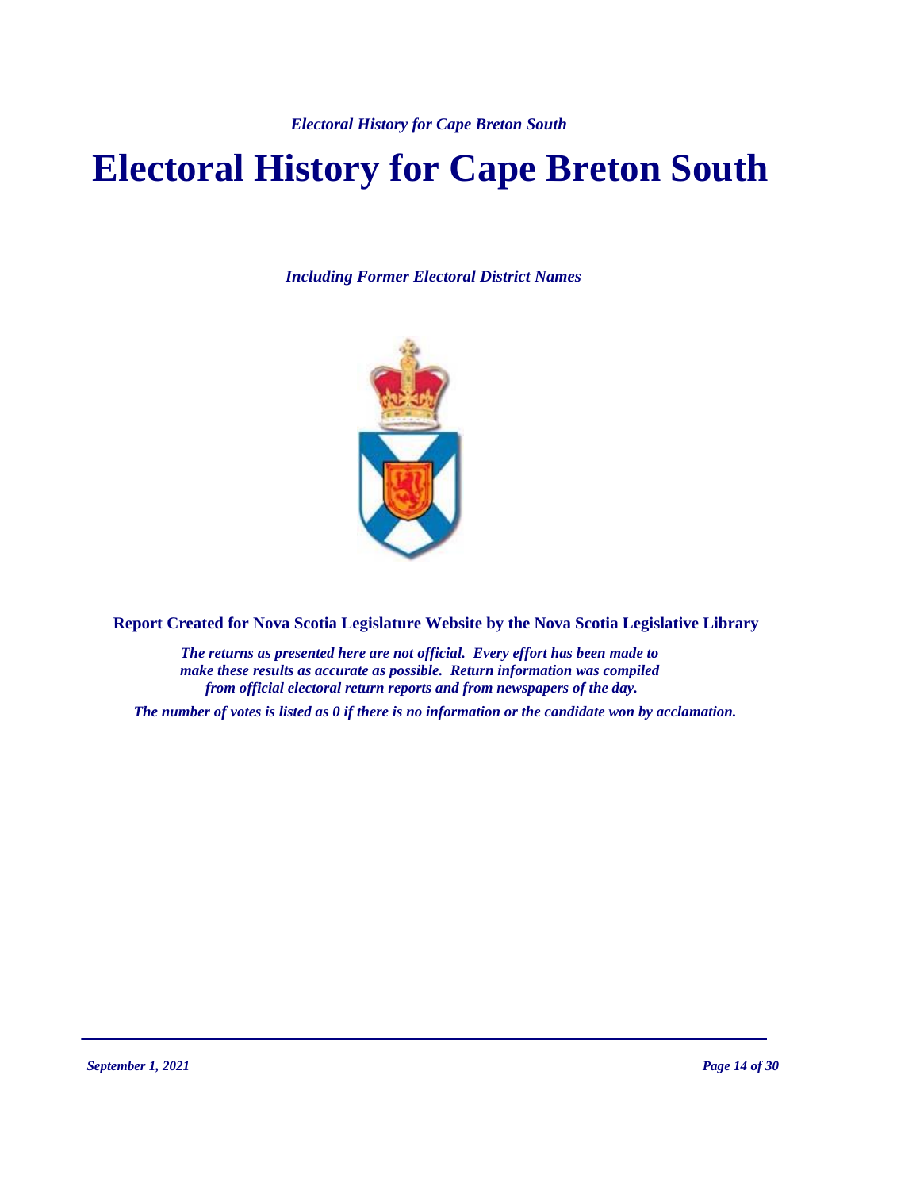# Electoral History for Cape Breton South

*Including Former Electoral District Names*

**Report Created for Nova Scotia Legislature Website by the Nova Scotia Legislative Library**

*The returns as presented here are not official. Every effort has been made to make these results as accurate as possible. Return information was compiled from official electoral return reports and from newspapers of the day.*

*The number of votes is listed as 0 if there is no information or the candidate won by acclamation.*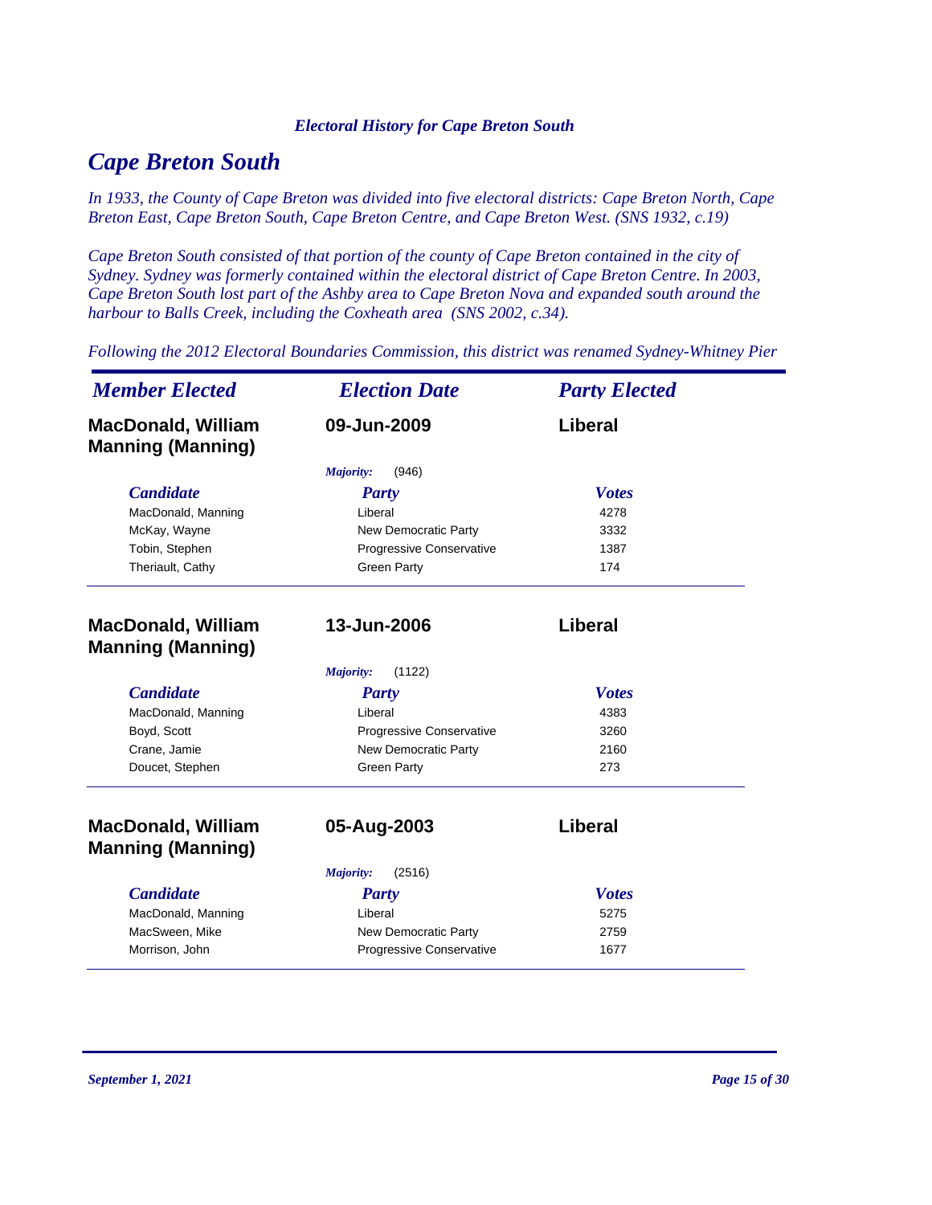*Electoral History for Cape Breton South*

# Cape Breton South

*In 1933, the County of Cape Breton was divided into five electoral districts: Cape Breton North, Cape Breton East, Cape Breton South, Cape Breton Centre, and Cape Breton West. (SNS 1932, c.19)*

*Cape Breton South consisted of that portion of the county of Cape Breton contained in the city of Sydney. Sydney was formerly contained within the electoral district of Cape Breton Centre. In 2003, Cape Breton South lost part of the Ashby area to Cape Breton Nova and expanded south around the harbour to Balls Creek, including the Coxheath area (SNS 2002, c.34).*

*Following the 2012 Electoral Boundaries Commission, this district was renamed Sydney-Whitney Pier*

| *Member Elected* | *Election Date* | *Party Elected* |
|---|---|---|
| **MacDonald, William Manning (Manning)** | **09-Jun-2009** | **Liberal** |

*Majority:* (946)

| *Candidate* | *Party* | *Votes* |
|---|---|---|
| MacDonald, Manning | Liberal | 4278 |
| McKay, Wayne | New Democratic Party | 3332 |
| Tobin, Stephen | Progressive Conservative | 1387 |
| Theriault, Cathy | Green Party | 174 |

| *Member Elected* | *Election Date* | *Party Elected* |
|---|---|---|
| **MacDonald, William Manning (Manning)** | **13-Jun-2006** | **Liberal** |

*Majority:* (1122)

| *Candidate* | *Party* | *Votes* |
|---|---|---|
| MacDonald, Manning | Liberal | 4383 |
| Boyd, Scott | Progressive Conservative | 3260 |
| Crane, Jamie | New Democratic Party | 2160 |
| Doucet, Stephen | Green Party | 273 |

| *Member Elected* | *Election Date* | *Party Elected* |
|---|---|---|
| **MacDonald, William Manning (Manning)** | **05-Aug-2003** | **Liberal** |

*Majority:* (2516)

| *Candidate* | *Party* | *Votes* |
|---|---|---|
| MacDonald, Manning | Liberal | 5275 |
| MacSween, Mike | New Democratic Party | 2759 |
| Morrison, John | Progressive Conservative | 1677 |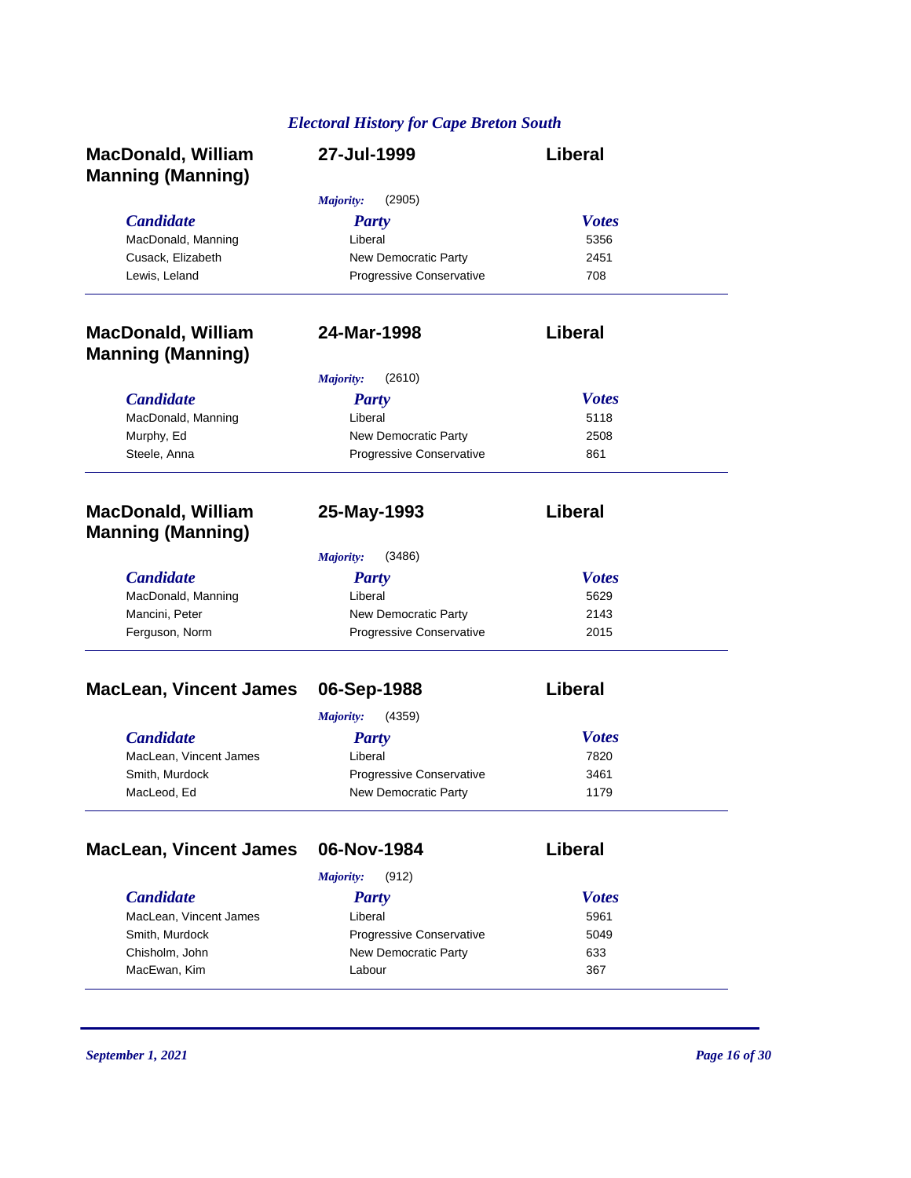## MacDonald, William Manning (Manning) — 27-Jul-1999 — Liberal

*Majority:* (2905)

| Candidate | Party | Votes |
|---|---|---|
| MacDonald, Manning | Liberal | 5356 |
| Cusack, Elizabeth | New Democratic Party | 2451 |
| Lewis, Leland | Progressive Conservative | 708 |

## MacDonald, William Manning (Manning) — 24-Mar-1998 — Liberal

*Majority:* (2610)

| Candidate | Party | Votes |
|---|---|---|
| MacDonald, Manning | Liberal | 5118 |
| Murphy, Ed | New Democratic Party | 2508 |
| Steele, Anna | Progressive Conservative | 861 |

## MacDonald, William Manning (Manning) — 25-May-1993 — Liberal

*Majority:* (3486)

| Candidate | Party | Votes |
|---|---|---|
| MacDonald, Manning | Liberal | 5629 |
| Mancini, Peter | New Democratic Party | 2143 |
| Ferguson, Norm | Progressive Conservative | 2015 |

## MacLean, Vincent James — 06-Sep-1988 — Liberal

*Majority:* (4359)

| Candidate | Party | Votes |
|---|---|---|
| MacLean, Vincent James | Liberal | 7820 |
| Smith, Murdock | Progressive Conservative | 3461 |
| MacLeod, Ed | New Democratic Party | 1179 |

## MacLean, Vincent James — 06-Nov-1984 — Liberal

*Majority:* (912)

| Candidate | Party | Votes |
|---|---|---|
| MacLean, Vincent James | Liberal | 5961 |
| Smith, Murdock | Progressive Conservative | 5049 |
| Chisholm, John | New Democratic Party | 633 |
| MacEwan, Kim | Labour | 367 |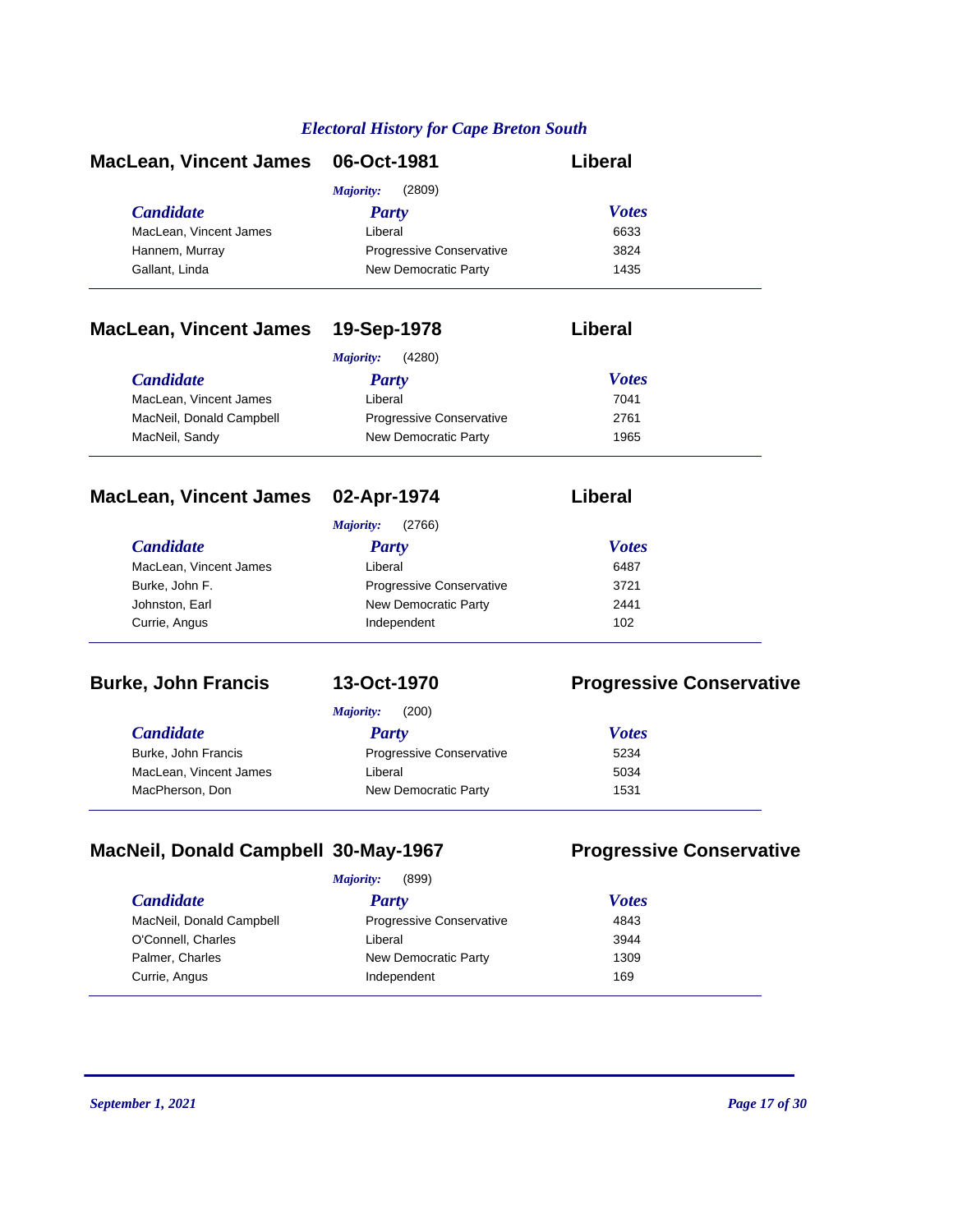# Electoral History for Cape Breton South

## MacLean, Vincent James — 06-Oct-1981 — Liberal

*Majority:* (2809)

| Candidate | Party | Votes |
| --- | --- | --- |
| MacLean, Vincent James | Liberal | 6633 |
| Hannem, Murray | Progressive Conservative | 3824 |
| Gallant, Linda | New Democratic Party | 1435 |

## MacLean, Vincent James — 19-Sep-1978 — Liberal

*Majority:* (4280)

| Candidate | Party | Votes |
| --- | --- | --- |
| MacLean, Vincent James | Liberal | 7041 |
| MacNeil, Donald Campbell | Progressive Conservative | 2761 |
| MacNeil, Sandy | New Democratic Party | 1965 |

## MacLean, Vincent James — 02-Apr-1974 — Liberal

*Majority:* (2766)

| Candidate | Party | Votes |
| --- | --- | --- |
| MacLean, Vincent James | Liberal | 6487 |
| Burke, John F. | Progressive Conservative | 3721 |
| Johnston, Earl | New Democratic Party | 2441 |
| Currie, Angus | Independent | 102 |

## Burke, John Francis — 13-Oct-1970 — Progressive Conservative

*Majority:* (200)

| Candidate | Party | Votes |
| --- | --- | --- |
| Burke, John Francis | Progressive Conservative | 5234 |
| MacLean, Vincent James | Liberal | 5034 |
| MacPherson, Don | New Democratic Party | 1531 |

## MacNeil, Donald Campbell — 30-May-1967 — Progressive Conservative

*Majority:* (899)

| Candidate | Party | Votes |
| --- | --- | --- |
| MacNeil, Donald Campbell | Progressive Conservative | 4843 |
| O'Connell, Charles | Liberal | 3944 |
| Palmer, Charles | New Democratic Party | 1309 |
| Currie, Angus | Independent | 169 |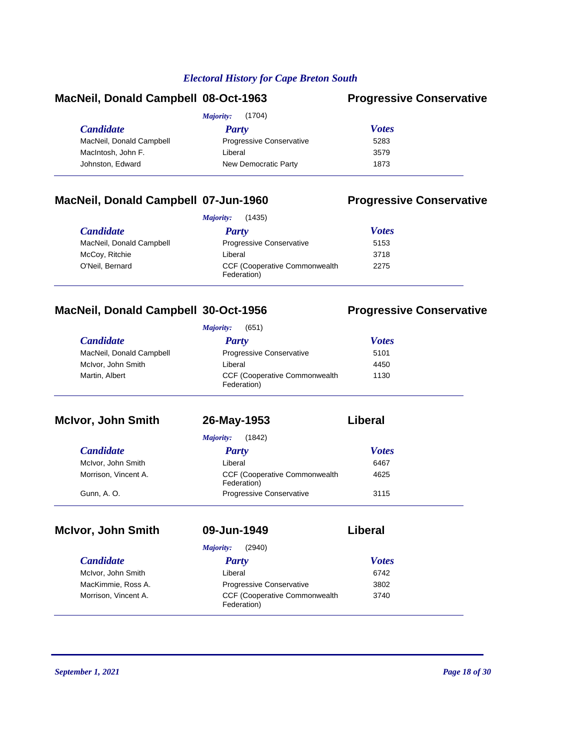*Electoral History for Cape Breton South*

## MacNeil, Donald Campbell 08-Oct-1963 Progressive Conservative

*Majority:* (1704)

| *Candidate* | *Party* | *Votes* |
|---|---|---|
| MacNeil, Donald Campbell | Progressive Conservative | 5283 |
| MacIntosh, John F. | Liberal | 3579 |
| Johnston, Edward | New Democratic Party | 1873 |

## MacNeil, Donald Campbell 07-Jun-1960 Progressive Conservative

*Majority:* (1435)

| *Candidate* | *Party* | *Votes* |
|---|---|---|
| MacNeil, Donald Campbell | Progressive Conservative | 5153 |
| McCoy, Ritchie | Liberal | 3718 |
| O'Neil, Bernard | CCF (Cooperative Commonwealth Federation) | 2275 |

## MacNeil, Donald Campbell 30-Oct-1956 Progressive Conservative

*Majority:* (651)

| *Candidate* | *Party* | *Votes* |
|---|---|---|
| MacNeil, Donald Campbell | Progressive Conservative | 5101 |
| McIvor, John Smith | Liberal | 4450 |
| Martin, Albert | CCF (Cooperative Commonwealth Federation) | 1130 |

## McIvor, John Smith 26-May-1953 Liberal

*Majority:* (1842)

| *Candidate* | *Party* | *Votes* |
|---|---|---|
| McIvor, John Smith | Liberal | 6467 |
| Morrison, Vincent A. | CCF (Cooperative Commonwealth Federation) | 4625 |
| Gunn, A. O. | Progressive Conservative | 3115 |

## McIvor, John Smith 09-Jun-1949 Liberal

*Majority:* (2940)

| *Candidate* | *Party* | *Votes* |
|---|---|---|
| McIvor, John Smith | Liberal | 6742 |
| MacKimmie, Ross A. | Progressive Conservative | 3802 |
| Morrison, Vincent A. | CCF (Cooperative Commonwealth Federation) | 3740 |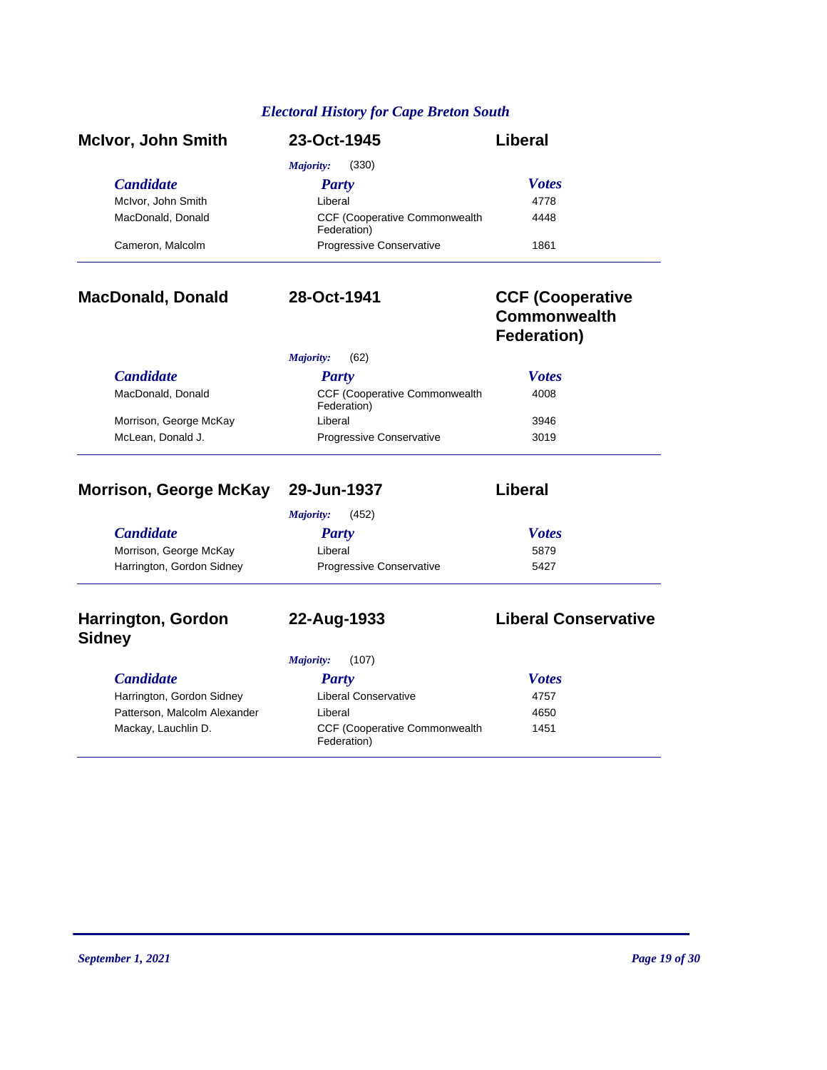## Electoral History for Cape Breton South

### McIvor, John Smith — 23-Oct-1945 — Liberal

*Majority:* (330)

| Candidate | Party | Votes |
|---|---|---|
| McIvor, John Smith | Liberal | 4778 |
| MacDonald, Donald | CCF (Cooperative Commonwealth Federation) | 4448 |
| Cameron, Malcolm | Progressive Conservative | 1861 |

### MacDonald, Donald — 28-Oct-1941 — CCF (Cooperative Commonwealth Federation)

*Majority:* (62)

| Candidate | Party | Votes |
|---|---|---|
| MacDonald, Donald | CCF (Cooperative Commonwealth Federation) | 4008 |
| Morrison, George McKay | Liberal | 3946 |
| McLean, Donald J. | Progressive Conservative | 3019 |

### Morrison, George McKay — 29-Jun-1937 — Liberal

*Majority:* (452)

| Candidate | Party | Votes |
|---|---|---|
| Morrison, George McKay | Liberal | 5879 |
| Harrington, Gordon Sidney | Progressive Conservative | 5427 |

### Harrington, Gordon Sidney — 22-Aug-1933 — Liberal Conservative

*Majority:* (107)

| Candidate | Party | Votes |
|---|---|---|
| Harrington, Gordon Sidney | Liberal Conservative | 4757 |
| Patterson, Malcolm Alexander | Liberal | 4650 |
| Mackay, Lauchlin D. | CCF (Cooperative Commonwealth Federation) | 1451 |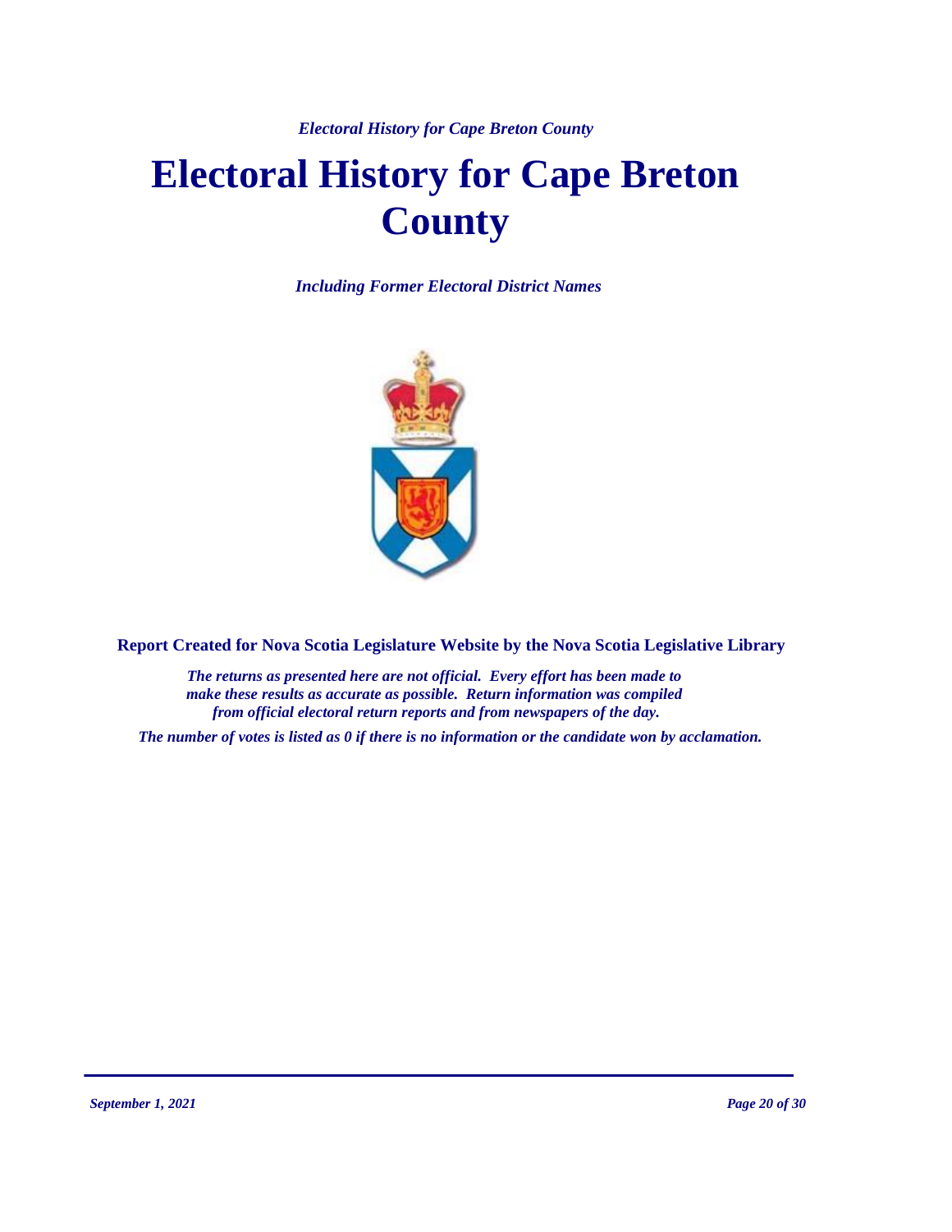# Electoral History for Cape Breton County

*Including Former Electoral District Names*

**Report Created for Nova Scotia Legislature Website by the Nova Scotia Legislative Library**

*The returns as presented here are not official. Every effort has been made to make these results as accurate as possible. Return information was compiled from official electoral return reports and from newspapers of the day.*

*The number of votes is listed as 0 if there is no information or the candidate won by acclamation.*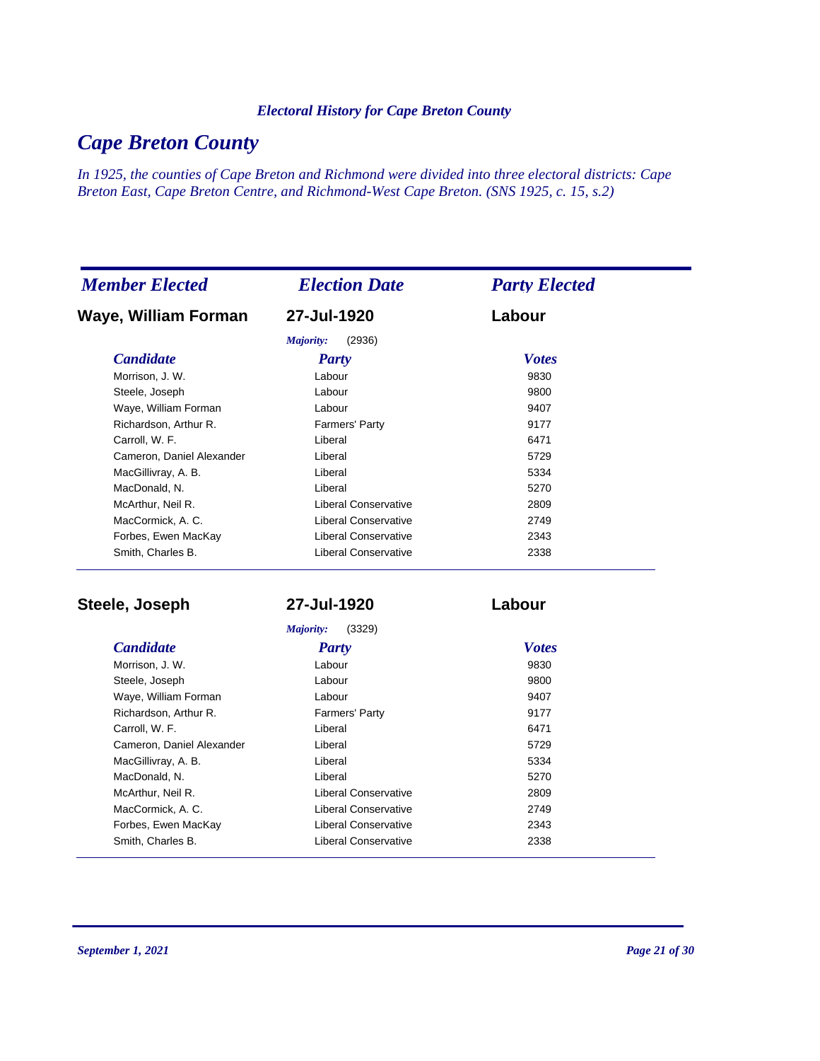# Cape Breton County

*In 1925, the counties of Cape Breton and Richmond were divided into three electoral districts: Cape Breton East, Cape Breton Centre, and Richmond-West Cape Breton. (SNS 1925, c. 15, s.2)*

| *Member Elected* | *Election Date* | *Party Elected* |
|---|---|---|
| **Waye, William Forman** | **27-Jul-1920** | **Labour** |

*Majority:* (2936)

| *Candidate* | *Party* | *Votes* |
|---|---|---|
| Morrison, J. W. | Labour | 9830 |
| Steele, Joseph | Labour | 9800 |
| Waye, William Forman | Labour | 9407 |
| Richardson, Arthur R. | Farmers' Party | 9177 |
| Carroll, W. F. | Liberal | 6471 |
| Cameron, Daniel Alexander | Liberal | 5729 |
| MacGillivray, A. B. | Liberal | 5334 |
| MacDonald, N. | Liberal | 5270 |
| McArthur, Neil R. | Liberal Conservative | 2809 |
| MacCormick, A. C. | Liberal Conservative | 2749 |
| Forbes, Ewen MacKay | Liberal Conservative | 2343 |
| Smith, Charles B. | Liberal Conservative | 2338 |

| *Member Elected* | *Election Date* | *Party Elected* |
|---|---|---|
| **Steele, Joseph** | **27-Jul-1920** | **Labour** |

*Majority:* (3329)

| *Candidate* | *Party* | *Votes* |
|---|---|---|
| Morrison, J. W. | Labour | 9830 |
| Steele, Joseph | Labour | 9800 |
| Waye, William Forman | Labour | 9407 |
| Richardson, Arthur R. | Farmers' Party | 9177 |
| Carroll, W. F. | Liberal | 6471 |
| Cameron, Daniel Alexander | Liberal | 5729 |
| MacGillivray, A. B. | Liberal | 5334 |
| MacDonald, N. | Liberal | 5270 |
| McArthur, Neil R. | Liberal Conservative | 2809 |
| MacCormick, A. C. | Liberal Conservative | 2749 |
| Forbes, Ewen MacKay | Liberal Conservative | 2343 |
| Smith, Charles B. | Liberal Conservative | 2338 |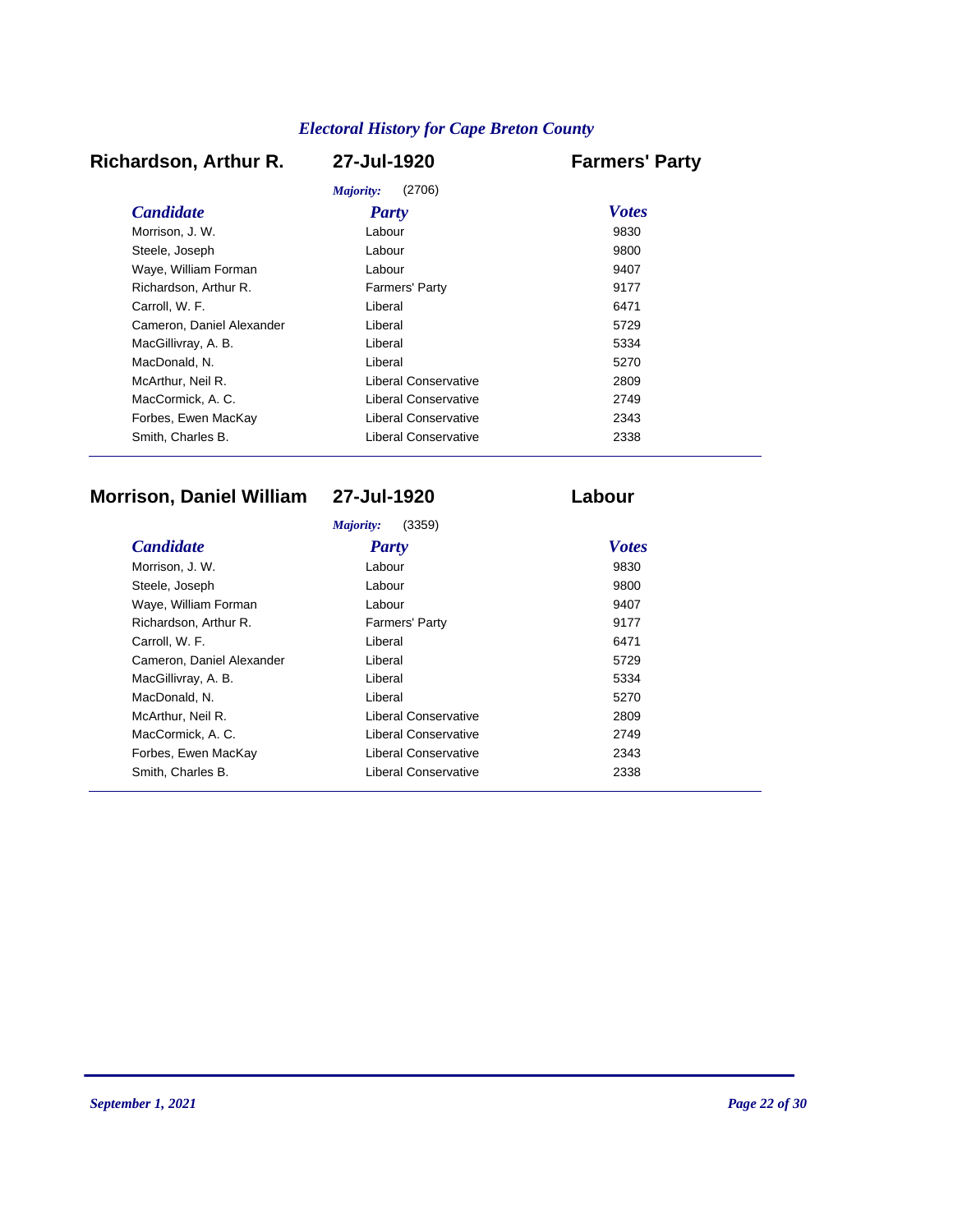## Richardson, Arthur R. — 27-Jul-1920 — Farmers' Party

*Majority:* (2706)

| *Candidate* | *Party* | *Votes* |
|---|---|---|
| Morrison, J. W. | Labour | 9830 |
| Steele, Joseph | Labour | 9800 |
| Waye, William Forman | Labour | 9407 |
| Richardson, Arthur R. | Farmers' Party | 9177 |
| Carroll, W. F. | Liberal | 6471 |
| Cameron, Daniel Alexander | Liberal | 5729 |
| MacGillivray, A. B. | Liberal | 5334 |
| MacDonald, N. | Liberal | 5270 |
| McArthur, Neil R. | Liberal Conservative | 2809 |
| MacCormick, A. C. | Liberal Conservative | 2749 |
| Forbes, Ewen MacKay | Liberal Conservative | 2343 |
| Smith, Charles B. | Liberal Conservative | 2338 |

## Morrison, Daniel William — 27-Jul-1920 — Labour

*Majority:* (3359)

| *Candidate* | *Party* | *Votes* |
|---|---|---|
| Morrison, J. W. | Labour | 9830 |
| Steele, Joseph | Labour | 9800 |
| Waye, William Forman | Labour | 9407 |
| Richardson, Arthur R. | Farmers' Party | 9177 |
| Carroll, W. F. | Liberal | 6471 |
| Cameron, Daniel Alexander | Liberal | 5729 |
| MacGillivray, A. B. | Liberal | 5334 |
| MacDonald, N. | Liberal | 5270 |
| McArthur, Neil R. | Liberal Conservative | 2809 |
| MacCormick, A. C. | Liberal Conservative | 2749 |
| Forbes, Ewen MacKay | Liberal Conservative | 2343 |
| Smith, Charles B. | Liberal Conservative | 2338 |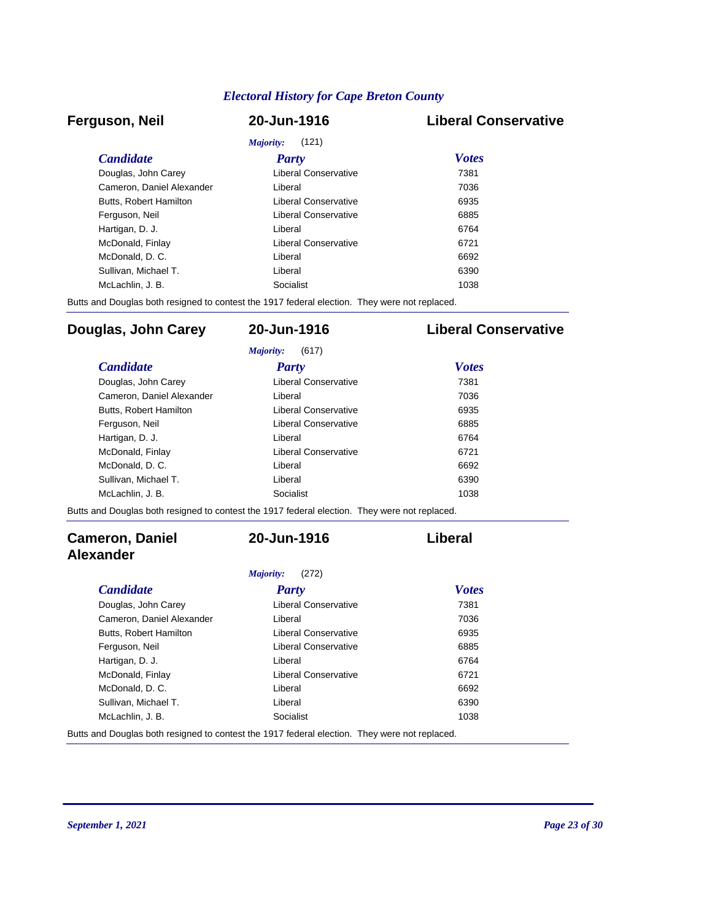## Ferguson, Neil — 20-Jun-1916 — Liberal Conservative

*Majority:* (121)

| Candidate | Party | Votes |
|---|---|---|
| Douglas, John Carey | Liberal Conservative | 7381 |
| Cameron, Daniel Alexander | Liberal | 7036 |
| Butts, Robert Hamilton | Liberal Conservative | 6935 |
| Ferguson, Neil | Liberal Conservative | 6885 |
| Hartigan, D. J. | Liberal | 6764 |
| McDonald, Finlay | Liberal Conservative | 6721 |
| McDonald, D. C. | Liberal | 6692 |
| Sullivan, Michael T. | Liberal | 6390 |
| McLachlin, J. B. | Socialist | 1038 |

Butts and Douglas both resigned to contest the 1917 federal election. They were not replaced.

---

## Douglas, John Carey — 20-Jun-1916 — Liberal Conservative

*Majority:* (617)

| Candidate | Party | Votes |
|---|---|---|
| Douglas, John Carey | Liberal Conservative | 7381 |
| Cameron, Daniel Alexander | Liberal | 7036 |
| Butts, Robert Hamilton | Liberal Conservative | 6935 |
| Ferguson, Neil | Liberal Conservative | 6885 |
| Hartigan, D. J. | Liberal | 6764 |
| McDonald, Finlay | Liberal Conservative | 6721 |
| McDonald, D. C. | Liberal | 6692 |
| Sullivan, Michael T. | Liberal | 6390 |
| McLachlin, J. B. | Socialist | 1038 |

Butts and Douglas both resigned to contest the 1917 federal election. They were not replaced.

---

## Cameron, Daniel Alexander — 20-Jun-1916 — Liberal

*Majority:* (272)

| Candidate | Party | Votes |
|---|---|---|
| Douglas, John Carey | Liberal Conservative | 7381 |
| Cameron, Daniel Alexander | Liberal | 7036 |
| Butts, Robert Hamilton | Liberal Conservative | 6935 |
| Ferguson, Neil | Liberal Conservative | 6885 |
| Hartigan, D. J. | Liberal | 6764 |
| McDonald, Finlay | Liberal Conservative | 6721 |
| McDonald, D. C. | Liberal | 6692 |
| Sullivan, Michael T. | Liberal | 6390 |
| McLachlin, J. B. | Socialist | 1038 |

Butts and Douglas both resigned to contest the 1917 federal election. They were not replaced.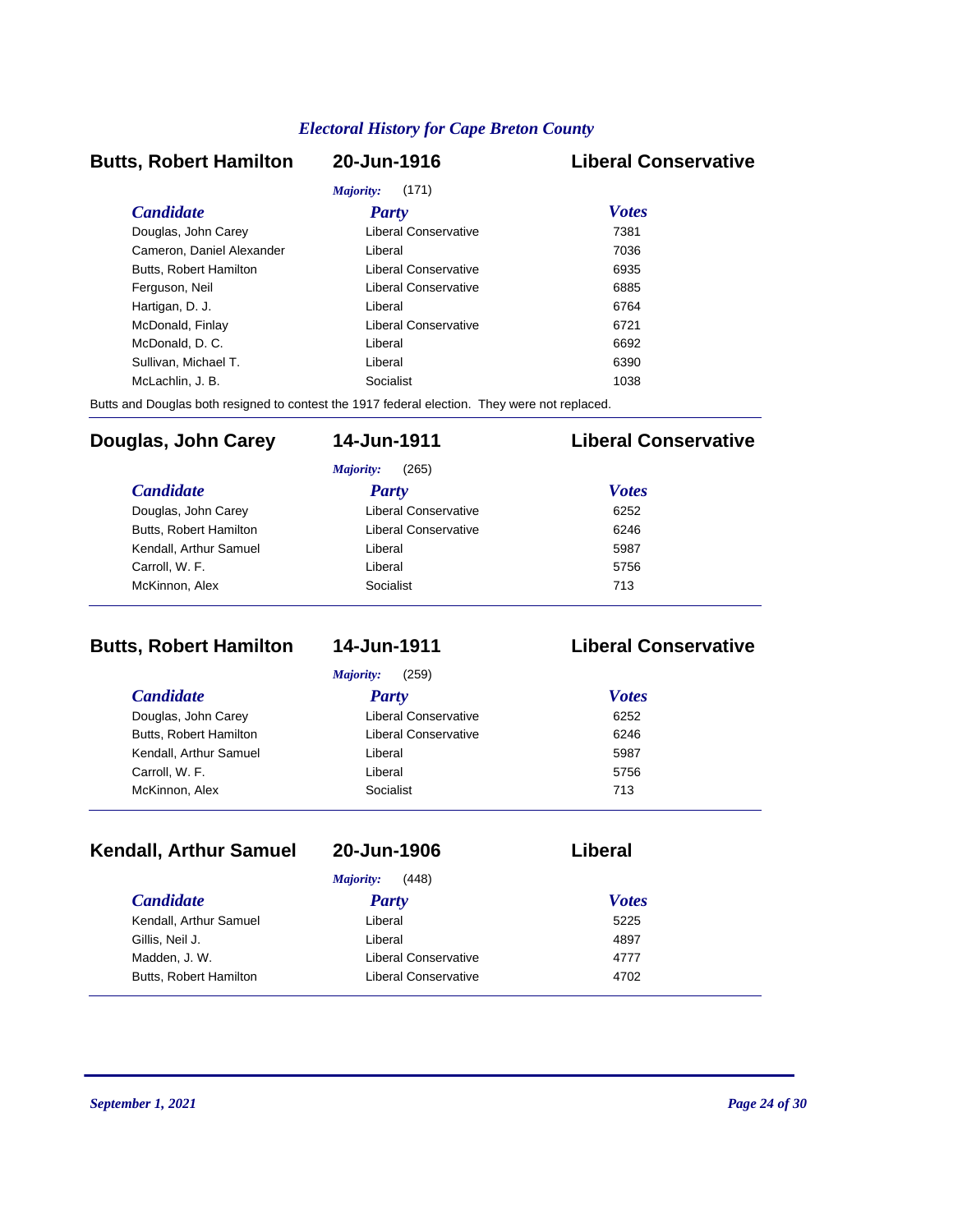## Butts, Robert Hamilton — 20-Jun-1916 — Liberal Conservative

*Majority:* (171)

| Candidate | Party | Votes |
|---|---|---|
| Douglas, John Carey | Liberal Conservative | 7381 |
| Cameron, Daniel Alexander | Liberal | 7036 |
| Butts, Robert Hamilton | Liberal Conservative | 6935 |
| Ferguson, Neil | Liberal Conservative | 6885 |
| Hartigan, D. J. | Liberal | 6764 |
| McDonald, Finlay | Liberal Conservative | 6721 |
| McDonald, D. C. | Liberal | 6692 |
| Sullivan, Michael T. | Liberal | 6390 |
| McLachlin, J. B. | Socialist | 1038 |

Butts and Douglas both resigned to contest the 1917 federal election. They were not replaced.

## Douglas, John Carey — 14-Jun-1911 — Liberal Conservative

*Majority:* (265)

| Candidate | Party | Votes |
|---|---|---|
| Douglas, John Carey | Liberal Conservative | 6252 |
| Butts, Robert Hamilton | Liberal Conservative | 6246 |
| Kendall, Arthur Samuel | Liberal | 5987 |
| Carroll, W. F. | Liberal | 5756 |
| McKinnon, Alex | Socialist | 713 |

## Butts, Robert Hamilton — 14-Jun-1911 — Liberal Conservative

*Majority:* (259)

| Candidate | Party | Votes |
|---|---|---|
| Douglas, John Carey | Liberal Conservative | 6252 |
| Butts, Robert Hamilton | Liberal Conservative | 6246 |
| Kendall, Arthur Samuel | Liberal | 5987 |
| Carroll, W. F. | Liberal | 5756 |
| McKinnon, Alex | Socialist | 713 |

## Kendall, Arthur Samuel — 20-Jun-1906 — Liberal

*Majority:* (448)

| Candidate | Party | Votes |
|---|---|---|
| Kendall, Arthur Samuel | Liberal | 5225 |
| Gillis, Neil J. | Liberal | 4897 |
| Madden, J. W. | Liberal Conservative | 4777 |
| Butts, Robert Hamilton | Liberal Conservative | 4702 |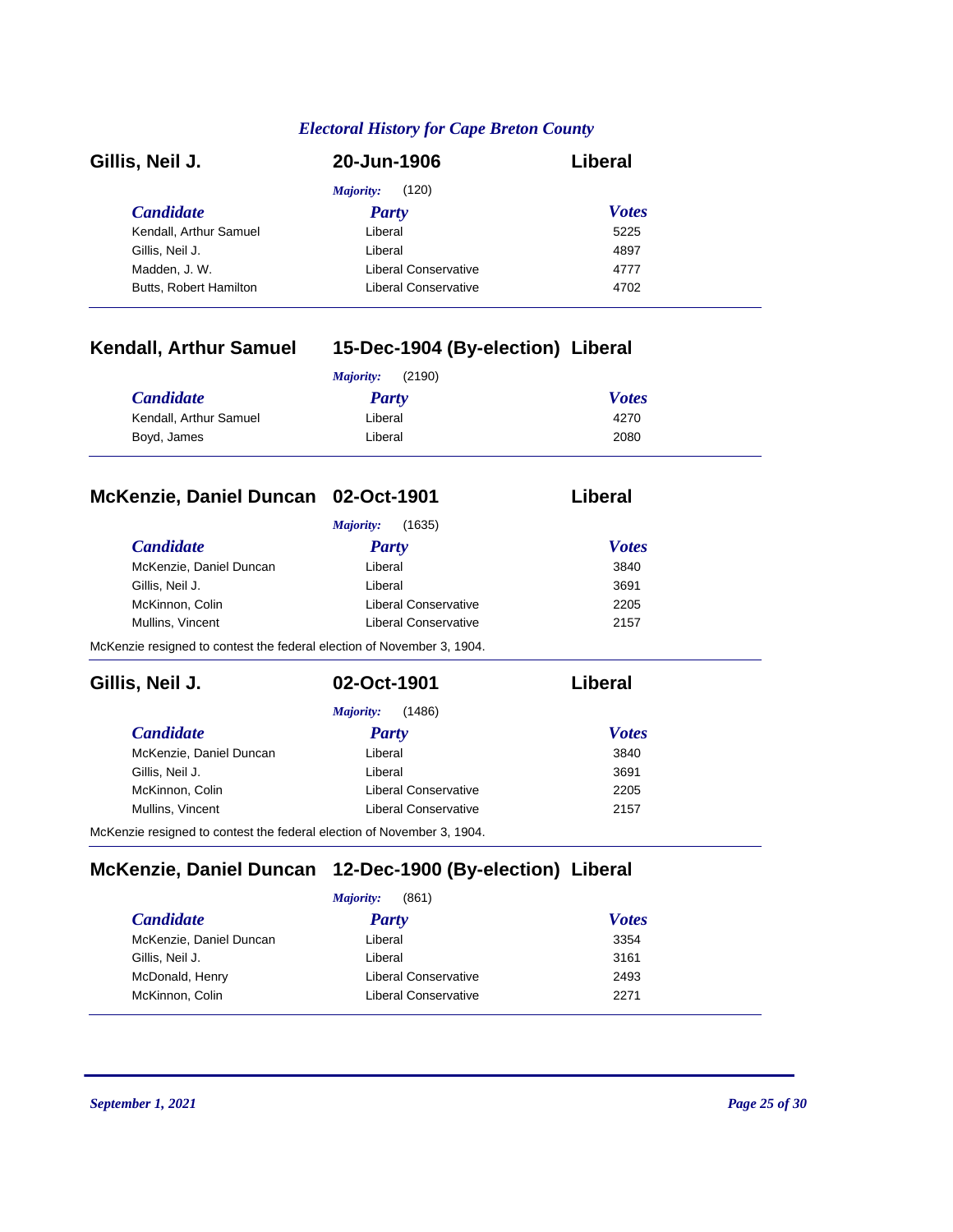## Gillis, Neil J. — 20-Jun-1906 — Liberal

*Majority:* (120)

| Candidate | Party | Votes |
|---|---|---|
| Kendall, Arthur Samuel | Liberal | 5225 |
| Gillis, Neil J. | Liberal | 4897 |
| Madden, J. W. | Liberal Conservative | 4777 |
| Butts, Robert Hamilton | Liberal Conservative | 4702 |

## Kendall, Arthur Samuel — 15-Dec-1904 (By-election) — Liberal

*Majority:* (2190)

| Candidate | Party | Votes |
|---|---|---|
| Kendall, Arthur Samuel | Liberal | 4270 |
| Boyd, James | Liberal | 2080 |

## McKenzie, Daniel Duncan — 02-Oct-1901 — Liberal

*Majority:* (1635)

| Candidate | Party | Votes |
|---|---|---|
| McKenzie, Daniel Duncan | Liberal | 3840 |
| Gillis, Neil J. | Liberal | 3691 |
| McKinnon, Colin | Liberal Conservative | 2205 |
| Mullins, Vincent | Liberal Conservative | 2157 |

McKenzie resigned to contest the federal election of November 3, 1904.

## Gillis, Neil J. — 02-Oct-1901 — Liberal

*Majority:* (1486)

| Candidate | Party | Votes |
|---|---|---|
| McKenzie, Daniel Duncan | Liberal | 3840 |
| Gillis, Neil J. | Liberal | 3691 |
| McKinnon, Colin | Liberal Conservative | 2205 |
| Mullins, Vincent | Liberal Conservative | 2157 |

McKenzie resigned to contest the federal election of November 3, 1904.

## McKenzie, Daniel Duncan — 12-Dec-1900 (By-election) — Liberal

*Majority:* (861)

| Candidate | Party | Votes |
|---|---|---|
| McKenzie, Daniel Duncan | Liberal | 3354 |
| Gillis, Neil J. | Liberal | 3161 |
| McDonald, Henry | Liberal Conservative | 2493 |
| McKinnon, Colin | Liberal Conservative | 2271 |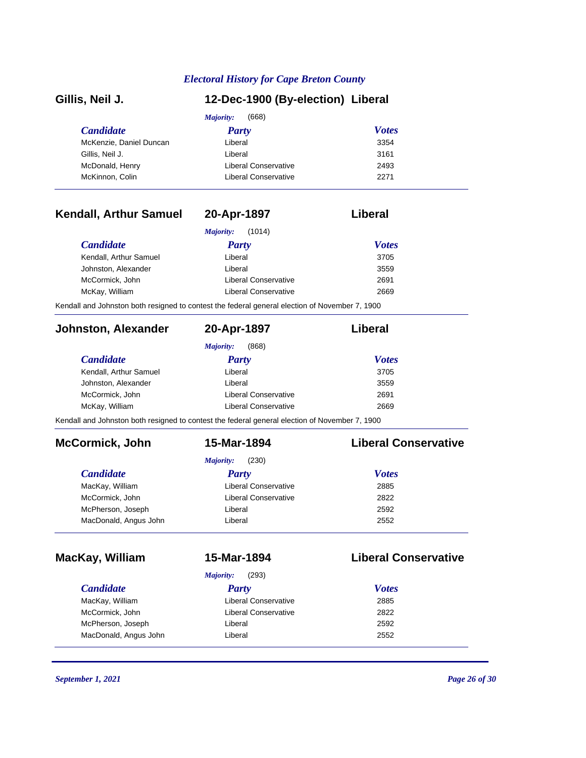*Electoral History for Cape Breton County*

## Gillis, Neil J. — 12-Dec-1900 (By-election) — Liberal

*Majority:* (668)

| *Candidate* | *Party* | *Votes* |
|---|---|---|
| McKenzie, Daniel Duncan | Liberal | 3354 |
| Gillis, Neil J. | Liberal | 3161 |
| McDonald, Henry | Liberal Conservative | 2493 |
| McKinnon, Colin | Liberal Conservative | 2271 |

## Kendall, Arthur Samuel — 20-Apr-1897 — Liberal

*Majority:* (1014)

| *Candidate* | *Party* | *Votes* |
|---|---|---|
| Kendall, Arthur Samuel | Liberal | 3705 |
| Johnston, Alexander | Liberal | 3559 |
| McCormick, John | Liberal Conservative | 2691 |
| McKay, William | Liberal Conservative | 2669 |

Kendall and Johnston both resigned to contest the federal general election of November 7, 1900

## Johnston, Alexander — 20-Apr-1897 — Liberal

*Majority:* (868)

| *Candidate* | *Party* | *Votes* |
|---|---|---|
| Kendall, Arthur Samuel | Liberal | 3705 |
| Johnston, Alexander | Liberal | 3559 |
| McCormick, John | Liberal Conservative | 2691 |
| McKay, William | Liberal Conservative | 2669 |

Kendall and Johnston both resigned to contest the federal general election of November 7, 1900

## McCormick, John — 15-Mar-1894 — Liberal Conservative

*Majority:* (230)

| *Candidate* | *Party* | *Votes* |
|---|---|---|
| MacKay, William | Liberal Conservative | 2885 |
| McCormick, John | Liberal Conservative | 2822 |
| McPherson, Joseph | Liberal | 2592 |
| MacDonald, Angus John | Liberal | 2552 |

## MacKay, William — 15-Mar-1894 — Liberal Conservative

*Majority:* (293)

| *Candidate* | *Party* | *Votes* |
|---|---|---|
| MacKay, William | Liberal Conservative | 2885 |
| McCormick, John | Liberal Conservative | 2822 |
| McPherson, Joseph | Liberal | 2592 |
| MacDonald, Angus John | Liberal | 2552 |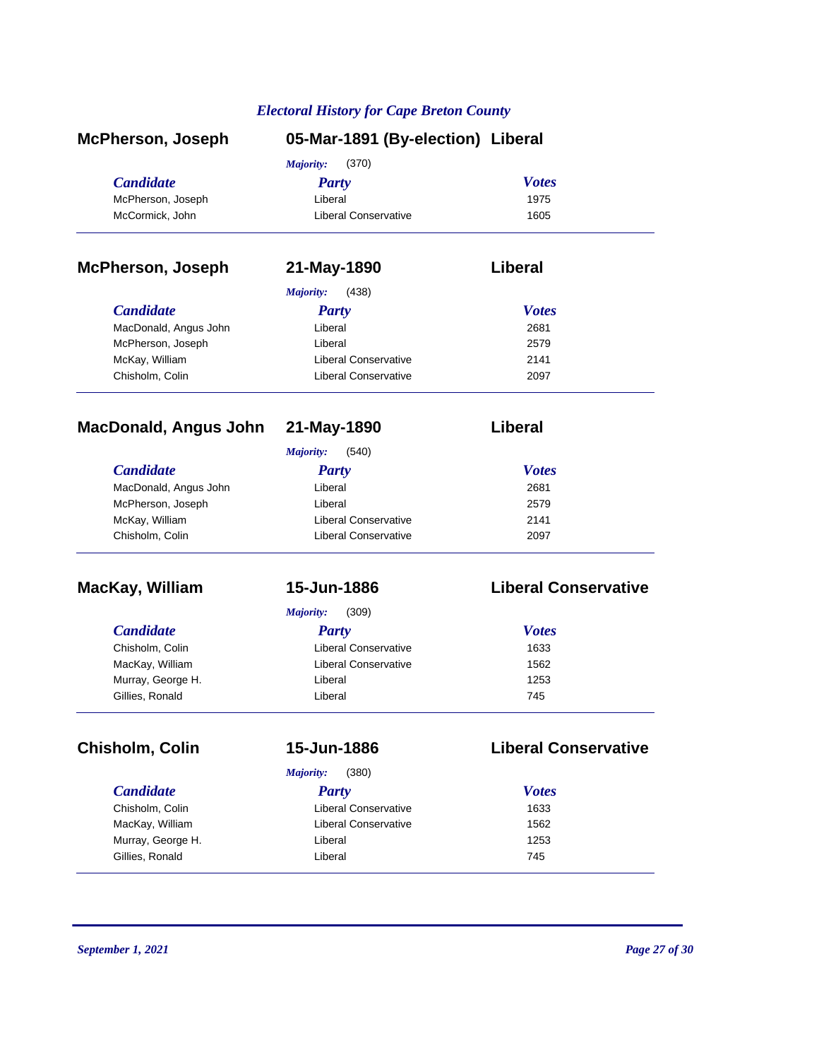## McPherson, Joseph — 05-Mar-1891 (By-election) — Liberal

*Majority:* (370)

| Candidate | Party | Votes |
|---|---|---|
| McPherson, Joseph | Liberal | 1975 |
| McCormick, John | Liberal Conservative | 1605 |

## McPherson, Joseph — 21-May-1890 — Liberal

*Majority:* (438)

| Candidate | Party | Votes |
|---|---|---|
| MacDonald, Angus John | Liberal | 2681 |
| McPherson, Joseph | Liberal | 2579 |
| McKay, William | Liberal Conservative | 2141 |
| Chisholm, Colin | Liberal Conservative | 2097 |

## MacDonald, Angus John — 21-May-1890 — Liberal

*Majority:* (540)

| Candidate | Party | Votes |
|---|---|---|
| MacDonald, Angus John | Liberal | 2681 |
| McPherson, Joseph | Liberal | 2579 |
| McKay, William | Liberal Conservative | 2141 |
| Chisholm, Colin | Liberal Conservative | 2097 |

## MacKay, William — 15-Jun-1886 — Liberal Conservative

*Majority:* (309)

| Candidate | Party | Votes |
|---|---|---|
| Chisholm, Colin | Liberal Conservative | 1633 |
| MacKay, William | Liberal Conservative | 1562 |
| Murray, George H. | Liberal | 1253 |
| Gillies, Ronald | Liberal | 745 |

## Chisholm, Colin — 15-Jun-1886 — Liberal Conservative

*Majority:* (380)

| Candidate | Party | Votes |
|---|---|---|
| Chisholm, Colin | Liberal Conservative | 1633 |
| MacKay, William | Liberal Conservative | 1562 |
| Murray, George H. | Liberal | 1253 |
| Gillies, Ronald | Liberal | 745 |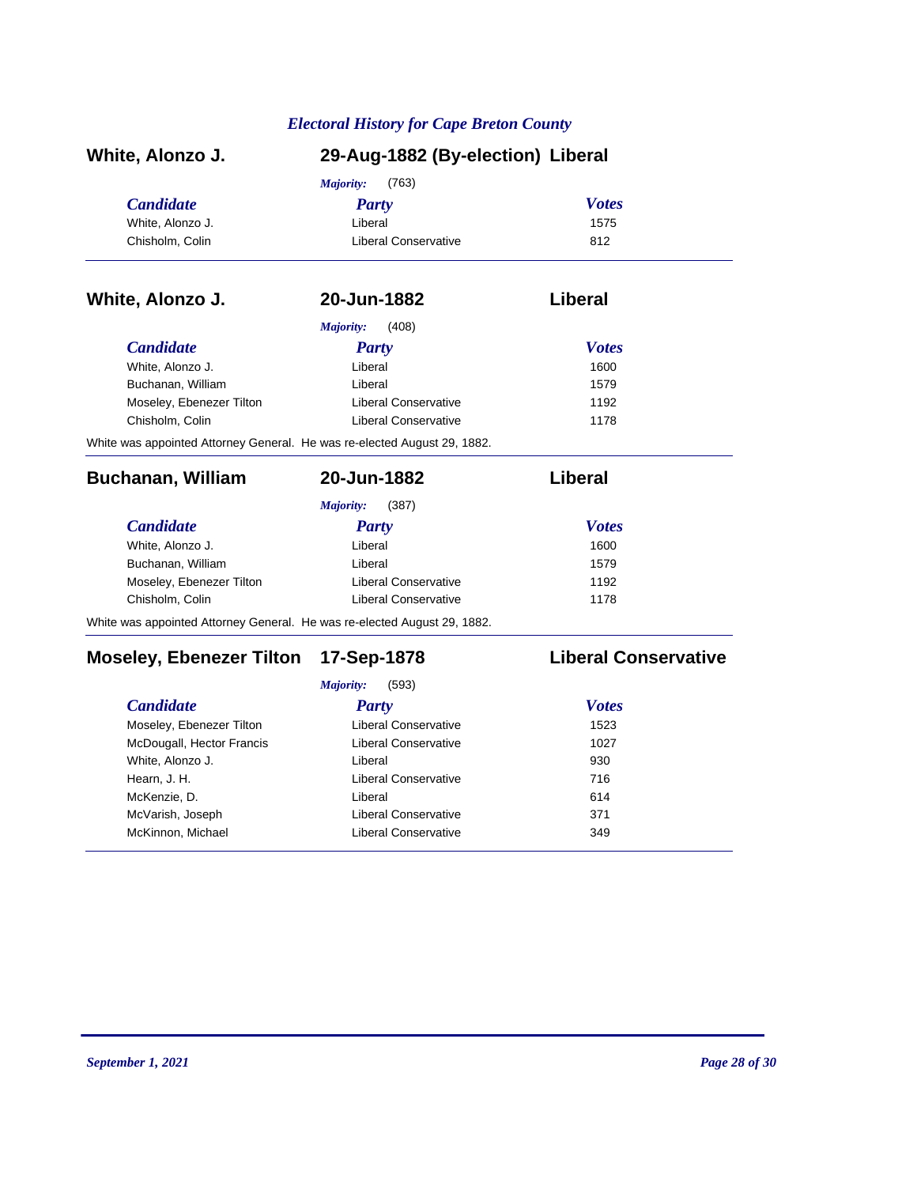## White, Alonzo J. — 29-Aug-1882 (By-election) — Liberal

*Majority:* (763)

| Candidate | Party | Votes |
|---|---|---|
| White, Alonzo J. | Liberal | 1575 |
| Chisholm, Colin | Liberal Conservative | 812 |

## White, Alonzo J. — 20-Jun-1882 — Liberal

*Majority:* (408)

| Candidate | Party | Votes |
|---|---|---|
| White, Alonzo J. | Liberal | 1600 |
| Buchanan, William | Liberal | 1579 |
| Moseley, Ebenezer Tilton | Liberal Conservative | 1192 |
| Chisholm, Colin | Liberal Conservative | 1178 |

White was appointed Attorney General. He was re-elected August 29, 1882.

## Buchanan, William — 20-Jun-1882 — Liberal

*Majority:* (387)

| Candidate | Party | Votes |
|---|---|---|
| White, Alonzo J. | Liberal | 1600 |
| Buchanan, William | Liberal | 1579 |
| Moseley, Ebenezer Tilton | Liberal Conservative | 1192 |
| Chisholm, Colin | Liberal Conservative | 1178 |

White was appointed Attorney General. He was re-elected August 29, 1882.

## Moseley, Ebenezer Tilton — 17-Sep-1878 — Liberal Conservative

*Majority:* (593)

| Candidate | Party | Votes |
|---|---|---|
| Moseley, Ebenezer Tilton | Liberal Conservative | 1523 |
| McDougall, Hector Francis | Liberal Conservative | 1027 |
| White, Alonzo J. | Liberal | 930 |
| Hearn, J. H. | Liberal Conservative | 716 |
| McKenzie, D. | Liberal | 614 |
| McVarish, Joseph | Liberal Conservative | 371 |
| McKinnon, Michael | Liberal Conservative | 349 |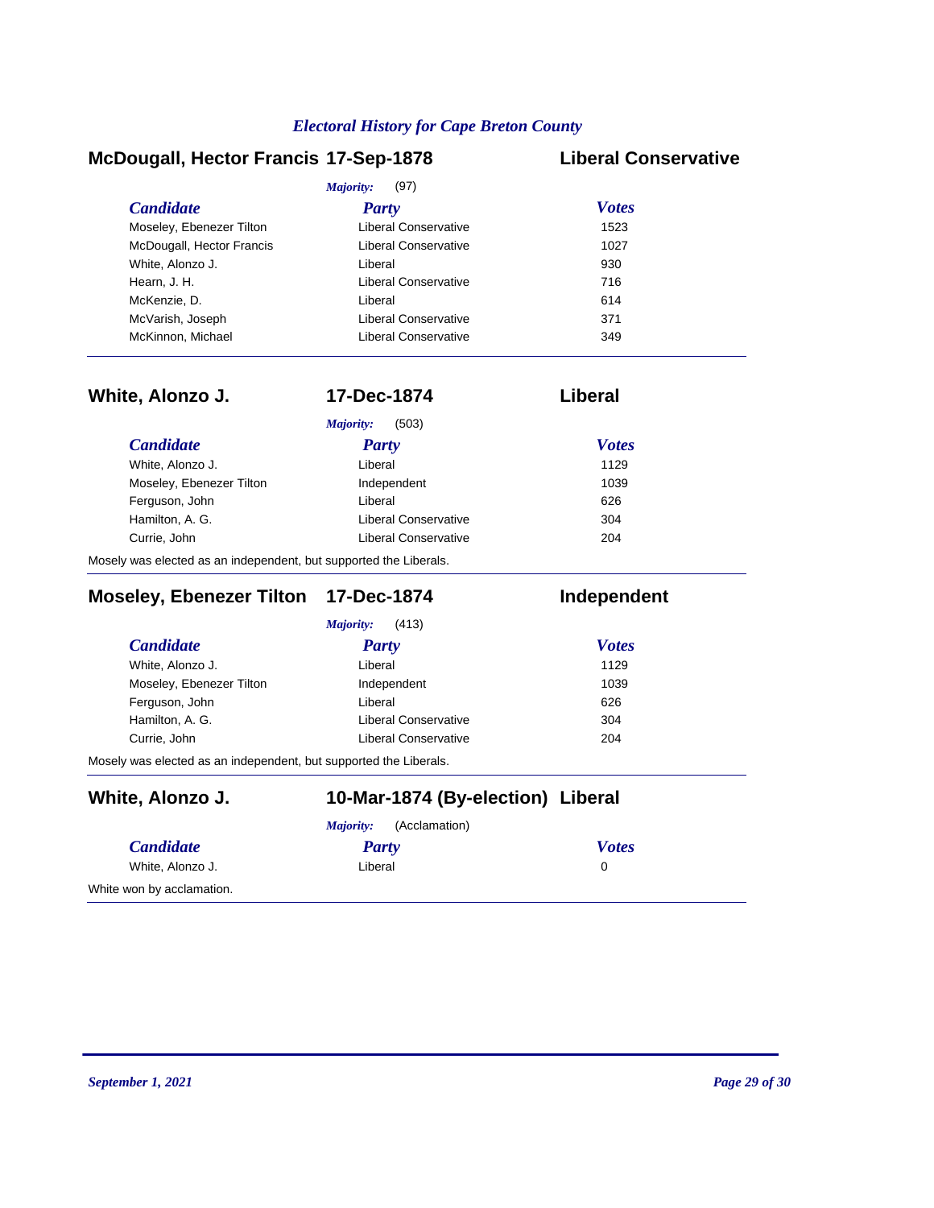## McDougall, Hector Francis 17-Sep-1878 — Liberal Conservative

*Majority:* (97)

| *Candidate* | *Party* | *Votes* |
|---|---|---|
| Moseley, Ebenezer Tilton | Liberal Conservative | 1523 |
| McDougall, Hector Francis | Liberal Conservative | 1027 |
| White, Alonzo J. | Liberal | 930 |
| Hearn, J. H. | Liberal Conservative | 716 |
| McKenzie, D. | Liberal | 614 |
| McVarish, Joseph | Liberal Conservative | 371 |
| McKinnon, Michael | Liberal Conservative | 349 |

## White, Alonzo J. 17-Dec-1874 — Liberal

*Majority:* (503)

| *Candidate* | *Party* | *Votes* |
|---|---|---|
| White, Alonzo J. | Liberal | 1129 |
| Moseley, Ebenezer Tilton | Independent | 1039 |
| Ferguson, John | Liberal | 626 |
| Hamilton, A. G. | Liberal Conservative | 304 |
| Currie, John | Liberal Conservative | 204 |

Mosely was elected as an independent, but supported the Liberals.

## Moseley, Ebenezer Tilton 17-Dec-1874 — Independent

*Majority:* (413)

| *Candidate* | *Party* | *Votes* |
|---|---|---|
| White, Alonzo J. | Liberal | 1129 |
| Moseley, Ebenezer Tilton | Independent | 1039 |
| Ferguson, John | Liberal | 626 |
| Hamilton, A. G. | Liberal Conservative | 304 |
| Currie, John | Liberal Conservative | 204 |

Mosely was elected as an independent, but supported the Liberals.

## White, Alonzo J. 10-Mar-1874 (By-election) — Liberal

*Majority:* (Acclamation)

| *Candidate* | *Party* | *Votes* |
|---|---|---|
| White, Alonzo J. | Liberal | 0 |

White won by acclamation.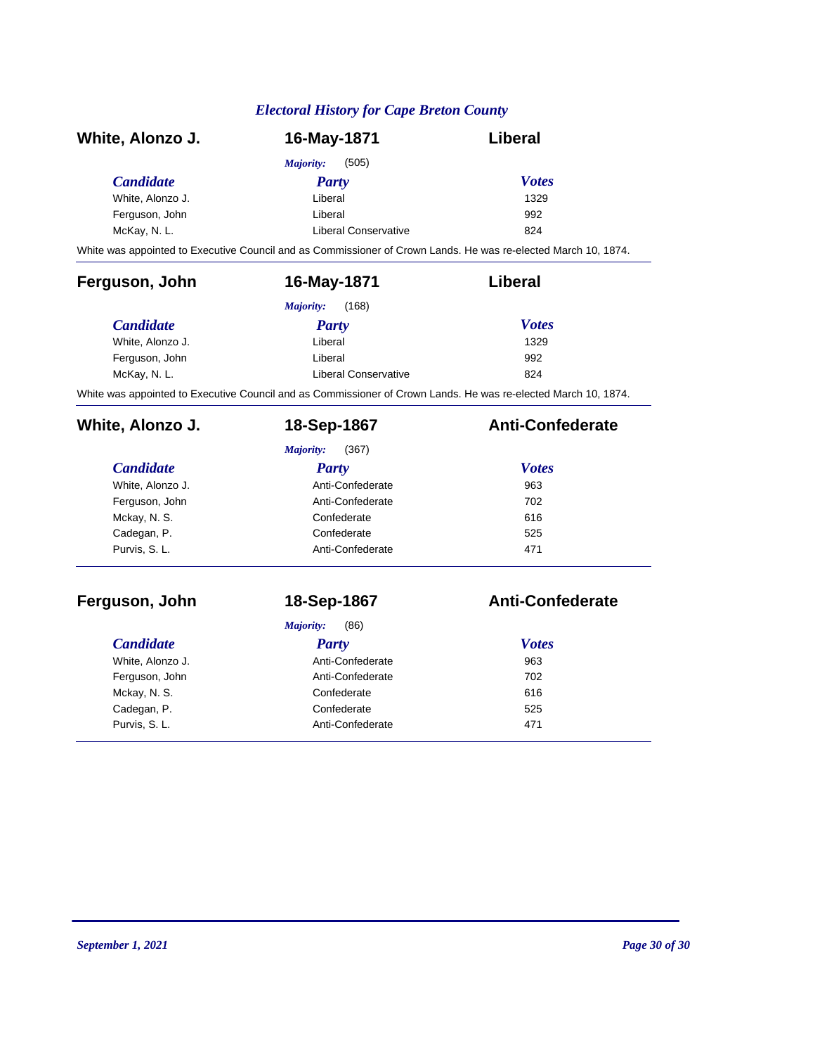## Electoral History for Cape Breton County

### White, Alonzo J. — 16-May-1871 — Liberal

*Majority:* (505)

| Candidate | Party | Votes |
|---|---|---|
| White, Alonzo J. | Liberal | 1329 |
| Ferguson, John | Liberal | 992 |
| McKay, N. L. | Liberal Conservative | 824 |

White was appointed to Executive Council and as Commissioner of Crown Lands. He was re-elected March 10, 1874.

### Ferguson, John — 16-May-1871 — Liberal

*Majority:* (168)

| Candidate | Party | Votes |
|---|---|---|
| White, Alonzo J. | Liberal | 1329 |
| Ferguson, John | Liberal | 992 |
| McKay, N. L. | Liberal Conservative | 824 |

White was appointed to Executive Council and as Commissioner of Crown Lands. He was re-elected March 10, 1874.

### White, Alonzo J. — 18-Sep-1867 — Anti-Confederate

*Majority:* (367)

| Candidate | Party | Votes |
|---|---|---|
| White, Alonzo J. | Anti-Confederate | 963 |
| Ferguson, John | Anti-Confederate | 702 |
| Mckay, N. S. | Confederate | 616 |
| Cadegan, P. | Confederate | 525 |
| Purvis, S. L. | Anti-Confederate | 471 |

### Ferguson, John — 18-Sep-1867 — Anti-Confederate

*Majority:* (86)

| Candidate | Party | Votes |
|---|---|---|
| White, Alonzo J. | Anti-Confederate | 963 |
| Ferguson, John | Anti-Confederate | 702 |
| Mckay, N. S. | Confederate | 616 |
| Cadegan, P. | Confederate | 525 |
| Purvis, S. L. | Anti-Confederate | 471 |